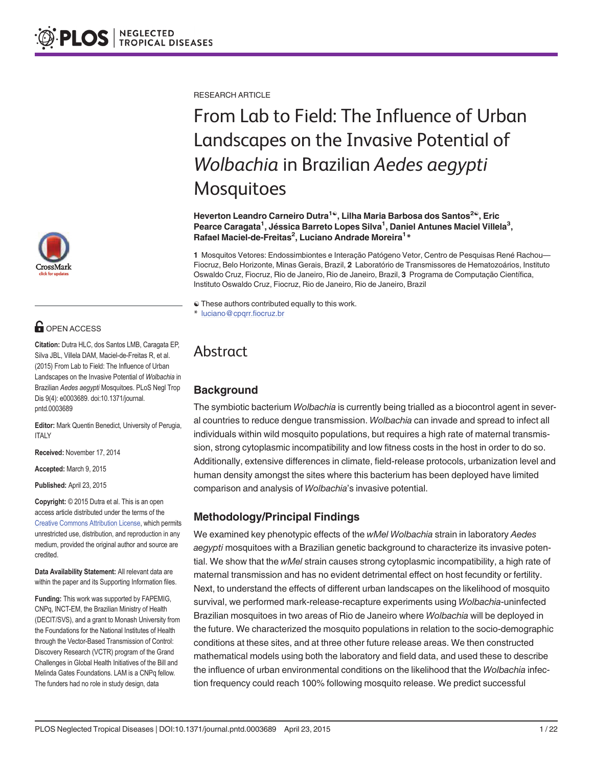RESEARCH ARTICLE

# From Lab to Field: The Influence of Urban Landscapes on the Invasive Potential of *Wolbachia* in Brazilian *Aedes aegypti* Mosquitoes

**Heverton Leandro Carneiro Dutra[1☯], Lilha Maria Barbosa dos Santos[2☯], Eric Pearce Caragata[1], Jéssica Barreto Lopes Silva[1], Daniel Antunes Maciel Villela[3], Rafael Maciel-de-Freitas[2], Luciano Andrade Moreira[1]***

**1** Mosquitos Vetores: Endossimbiontes e Interação Patógeno Vetor, Centro de Pesquisas René Rachou—Fiocruz, Belo Horizonte, Minas Gerais, Brazil, **2** Laboratório de Transmissores de Hematozoários, Instituto Oswaldo Cruz, Fiocruz, Rio de Janeiro, Rio de Janeiro, Brazil, **3** Programa de Computação Científica, Instituto Oswaldo Cruz, Fiocruz, Rio de Janeiro, Rio de Janeiro, Brazil

☯ These authors contributed equally to this work.
* luciano@cpqrr.fiocruz.br

OPEN ACCESS

**Citation:** Dutra HLC, dos Santos LMB, Caragata EP, Silva JBL, Villela DAM, Maciel-de-Freitas R, et al. (2015) From Lab to Field: The Influence of Urban Landscapes on the Invasive Potential of *Wolbachia* in Brazilian *Aedes aegypti* Mosquitoes. PLoS Negl Trop Dis 9(4): e0003689. doi:10.1371/journal.pntd.0003689

**Editor:** Mark Quentin Benedict, University of Perugia, ITALY

**Received:** November 17, 2014

**Accepted:** March 9, 2015

**Published:** April 23, 2015

**Copyright:** © 2015 Dutra et al. This is an open access article distributed under the terms of the Creative Commons Attribution License, which permits unrestricted use, distribution, and reproduction in any medium, provided the original author and source are credited.

**Data Availability Statement:** All relevant data are within the paper and its Supporting Information files.

**Funding:** This work was supported by FAPEMIG, CNPq, INCT-EM, the Brazilian Ministry of Health (DECIT/SVS), and a grant to Monash University from the Foundations for the National Institutes of Health through the Vector-Based Transmission of Control: Discovery Research (VCTR) program of the Grand Challenges in Global Health Initiatives of the Bill and Melinda Gates Foundations. LAM is a CNPq fellow. The funders had no role in study design, data

## Abstract

### Background

The symbiotic bacterium *Wolbachia* is currently being trialled as a biocontrol agent in several countries to reduce dengue transmission. *Wolbachia* can invade and spread to infect all individuals within wild mosquito populations, but requires a high rate of maternal transmission, strong cytoplasmic incompatibility and low fitness costs in the host in order to do so. Additionally, extensive differences in climate, field-release protocols, urbanization level and human density amongst the sites where this bacterium has been deployed have limited comparison and analysis of *Wolbachia*'s invasive potential.

### Methodology/Principal Findings

We examined key phenotypic effects of the *wMel Wolbachia* strain in laboratory *Aedes aegypti* mosquitoes with a Brazilian genetic background to characterize its invasive potential. We show that the *wMel* strain causes strong cytoplasmic incompatibility, a high rate of maternal transmission and has no evident detrimental effect on host fecundity or fertility. Next, to understand the effects of different urban landscapes on the likelihood of mosquito survival, we performed mark-release-recapture experiments using *Wolbachia*-uninfected Brazilian mosquitoes in two areas of Rio de Janeiro where *Wolbachia* will be deployed in the future. We characterized the mosquito populations in relation to the socio-demographic conditions at these sites, and at three other future release areas. We then constructed mathematical models using both the laboratory and field data, and used these to describe the influence of urban environmental conditions on the likelihood that the *Wolbachia* infection frequency could reach 100% following mosquito release. We predict successful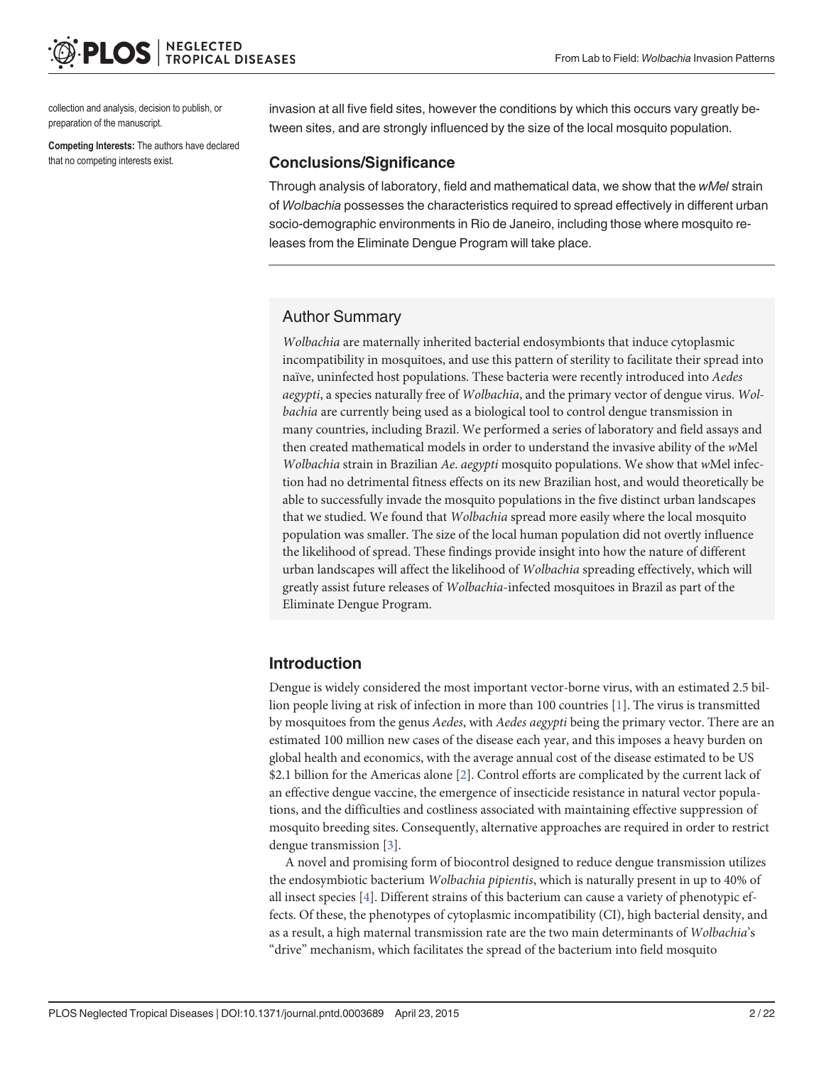collection and analysis, decision to publish, or preparation of the manuscript.

**Competing Interests:** The authors have declared that no competing interests exist.

invasion at all five field sites, however the conditions by which this occurs vary greatly between sites, and are strongly influenced by the size of the local mosquito population.

### Conclusions/Significance

Through analysis of laboratory, field and mathematical data, we show that the *wMel* strain of *Wolbachia* possesses the characteristics required to spread effectively in different urban socio-demographic environments in Rio de Janeiro, including those where mosquito releases from the Eliminate Dengue Program will take place.

## Author Summary

*Wolbachia* are maternally inherited bacterial endosymbionts that induce cytoplasmic incompatibility in mosquitoes, and use this pattern of sterility to facilitate their spread into naïve, uninfected host populations. These bacteria were recently introduced into *Aedes aegypti*, a species naturally free of *Wolbachia*, and the primary vector of dengue virus. *Wolbachia* are currently being used as a biological tool to control dengue transmission in many countries, including Brazil. We performed a series of laboratory and field assays and then created mathematical models in order to understand the invasive ability of the *w*Mel *Wolbachia* strain in Brazilian *Ae. aegypti* mosquito populations. We show that *w*Mel infection had no detrimental fitness effects on its new Brazilian host, and would theoretically be able to successfully invade the mosquito populations in the five distinct urban landscapes that we studied. We found that *Wolbachia* spread more easily where the local mosquito population was smaller. The size of the local human population did not overtly influence the likelihood of spread. These findings provide insight into how the nature of different urban landscapes will affect the likelihood of *Wolbachia* spreading effectively, which will greatly assist future releases of *Wolbachia*-infected mosquitoes in Brazil as part of the Eliminate Dengue Program.

## Introduction

Dengue is widely considered the most important vector-borne virus, with an estimated 2.5 billion people living at risk of infection in more than 100 countries [1]. The virus is transmitted by mosquitoes from the genus *Aedes*, with *Aedes aegypti* being the primary vector. There are an estimated 100 million new cases of the disease each year, and this imposes a heavy burden on global health and economics, with the average annual cost of the disease estimated to be US $2.1 billion for the Americas alone [2]. Control efforts are complicated by the current lack of an effective dengue vaccine, the emergence of insecticide resistance in natural vector populations, and the difficulties and costliness associated with maintaining effective suppression of mosquito breeding sites. Consequently, alternative approaches are required in order to restrict dengue transmission [3].

A novel and promising form of biocontrol designed to reduce dengue transmission utilizes the endosymbiotic bacterium *Wolbachia pipientis*, which is naturally present in up to 40% of all insect species [4]. Different strains of this bacterium can cause a variety of phenotypic effects. Of these, the phenotypes of cytoplasmic incompatibility (CI), high bacterial density, and as a result, a high maternal transmission rate are the two main determinants of *Wolbachia*'s "drive" mechanism, which facilitates the spread of the bacterium into field mosquito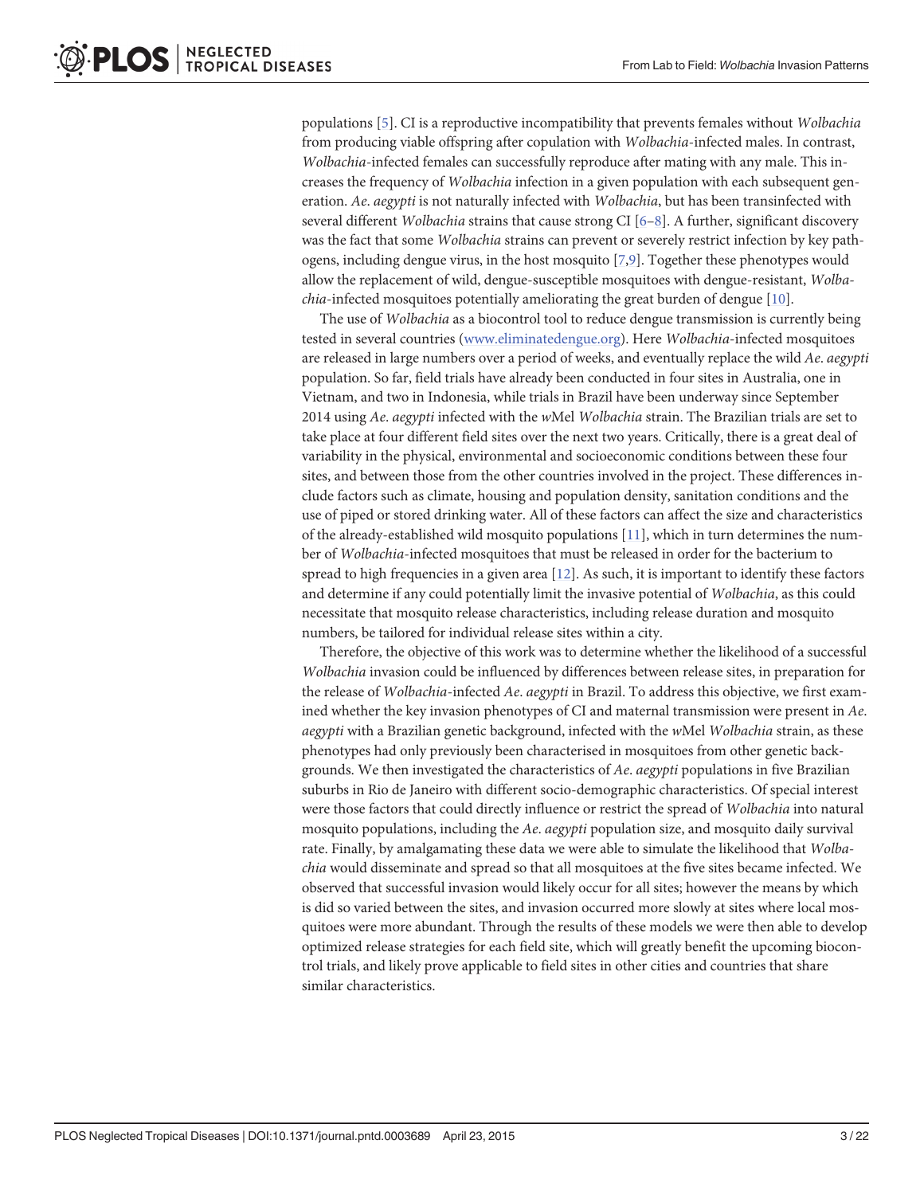populations [5]. CI is a reproductive incompatibility that prevents females without *Wolbachia* from producing viable offspring after copulation with *Wolbachia*-infected males. In contrast, *Wolbachia*-infected females can successfully reproduce after mating with any male. This increases the frequency of *Wolbachia* infection in a given population with each subsequent generation. *Ae. aegypti* is not naturally infected with *Wolbachia*, but has been transinfected with several different *Wolbachia* strains that cause strong CI [6–8]. A further, significant discovery was the fact that some *Wolbachia* strains can prevent or severely restrict infection by key pathogens, including dengue virus, in the host mosquito [7,9]. Together these phenotypes would allow the replacement of wild, dengue-susceptible mosquitoes with dengue-resistant, *Wolbachia*-infected mosquitoes potentially ameliorating the great burden of dengue [10].

The use of *Wolbachia* as a biocontrol tool to reduce dengue transmission is currently being tested in several countries (www.eliminatedengue.org). Here *Wolbachia*-infected mosquitoes are released in large numbers over a period of weeks, and eventually replace the wild *Ae. aegypti* population. So far, field trials have already been conducted in four sites in Australia, one in Vietnam, and two in Indonesia, while trials in Brazil have been underway since September 2014 using *Ae. aegypti* infected with the *w*Mel *Wolbachia* strain. The Brazilian trials are set to take place at four different field sites over the next two years. Critically, there is a great deal of variability in the physical, environmental and socioeconomic conditions between these four sites, and between those from the other countries involved in the project. These differences include factors such as climate, housing and population density, sanitation conditions and the use of piped or stored drinking water. All of these factors can affect the size and characteristics of the already-established wild mosquito populations [11], which in turn determines the number of *Wolbachia*-infected mosquitoes that must be released in order for the bacterium to spread to high frequencies in a given area [12]. As such, it is important to identify these factors and determine if any could potentially limit the invasive potential of *Wolbachia*, as this could necessitate that mosquito release characteristics, including release duration and mosquito numbers, be tailored for individual release sites within a city.

Therefore, the objective of this work was to determine whether the likelihood of a successful *Wolbachia* invasion could be influenced by differences between release sites, in preparation for the release of *Wolbachia*-infected *Ae. aegypti* in Brazil. To address this objective, we first examined whether the key invasion phenotypes of CI and maternal transmission were present in *Ae. aegypti* with a Brazilian genetic background, infected with the *w*Mel *Wolbachia* strain, as these phenotypes had only previously been characterised in mosquitoes from other genetic backgrounds. We then investigated the characteristics of *Ae. aegypti* populations in five Brazilian suburbs in Rio de Janeiro with different socio-demographic characteristics. Of special interest were those factors that could directly influence or restrict the spread of *Wolbachia* into natural mosquito populations, including the *Ae. aegypti* population size, and mosquito daily survival rate. Finally, by amalgamating these data we were able to simulate the likelihood that *Wolbachia* would disseminate and spread so that all mosquitoes at the five sites became infected. We observed that successful invasion would likely occur for all sites; however the means by which is did so varied between the sites, and invasion occurred more slowly at sites where local mosquitoes were more abundant. Through the results of these models we were then able to develop optimized release strategies for each field site, which will greatly benefit the upcoming biocontrol trials, and likely prove applicable to field sites in other cities and countries that share similar characteristics.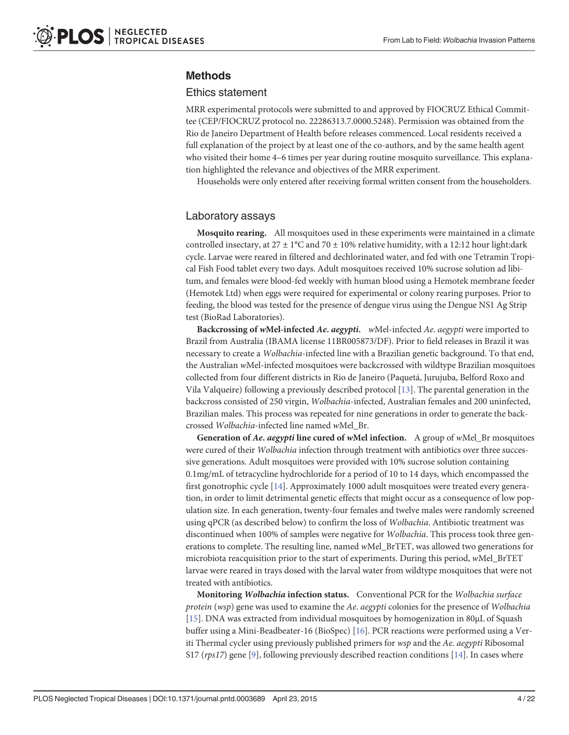## Methods

### Ethics statement

MRR experimental protocols were submitted to and approved by FIOCRUZ Ethical Committee (CEP/FIOCRUZ protocol no. 22286313.7.0000.5248). Permission was obtained from the Rio de Janeiro Department of Health before releases commenced. Local residents received a full explanation of the project by at least one of the co-authors, and by the same health agent who visited their home 4–6 times per year during routine mosquito surveillance. This explanation highlighted the relevance and objectives of the MRR experiment.

Households were only entered after receiving formal written consent from the householders.

### Laboratory assays

**Mosquito rearing.** All mosquitoes used in these experiments were maintained in a climate controlled insectary, at 27 ± 1°C and 70 ± 10% relative humidity, with a 12:12 hour light:dark cycle. Larvae were reared in filtered and dechlorinated water, and fed with one Tetramin Tropical Fish Food tablet every two days. Adult mosquitoes received 10% sucrose solution ad libitum, and females were blood-fed weekly with human blood using a Hemotek membrane feeder (Hemotek Ltd) when eggs were required for experimental or colony rearing purposes. Prior to feeding, the blood was tested for the presence of dengue virus using the Dengue NS1 Ag Strip test (BioRad Laboratories).

**Backcrossing of *w*Mel-infected *Ae*. *aegypti*.** *w*Mel-infected *Ae*. *aegypti* were imported to Brazil from Australia (IBAMA license 11BR005873/DF). Prior to field releases in Brazil it was necessary to create a *Wolbachia*-infected line with a Brazilian genetic background. To that end, the Australian *w*Mel-infected mosquitoes were backcrossed with wildtype Brazilian mosquitoes collected from four different districts in Rio de Janeiro (Paquetá, Jurujuba, Belford Roxo and Vila Valqueire) following a previously described protocol [13]. The parental generation in the backcross consisted of 250 virgin, *Wolbachia*-infected, Australian females and 200 uninfected, Brazilian males. This process was repeated for nine generations in order to generate the backcrossed *Wolbachia*-infected line named *w*Mel_Br.

**Generation of *Ae*. *aegypti* line cured of *w*Mel infection.** A group of *w*Mel_Br mosquitoes were cured of their *Wolbachia* infection through treatment with antibiotics over three successive generations. Adult mosquitoes were provided with 10% sucrose solution containing 0.1mg/mL of tetracycline hydrochloride for a period of 10 to 14 days, which encompassed the first gonotrophic cycle [14]. Approximately 1000 adult mosquitoes were treated every generation, in order to limit detrimental genetic effects that might occur as a consequence of low population size. In each generation, twenty-four females and twelve males were randomly screened using qPCR (as described below) to confirm the loss of *Wolbachia*. Antibiotic treatment was discontinued when 100% of samples were negative for *Wolbachia*. This process took three generations to complete. The resulting line, named *w*Mel_BrTET, was allowed two generations for microbiota reacquisition prior to the start of experiments. During this period, *w*Mel_BrTET larvae were reared in trays dosed with the larval water from wildtype mosquitoes that were not treated with antibiotics.

**Monitoring *Wolbachia* infection status.** Conventional PCR for the *Wolbachia surface protein* (*wsp*) gene was used to examine the *Ae*. *aegypti* colonies for the presence of *Wolbachia* [15]. DNA was extracted from individual mosquitoes by homogenization in 80μL of Squash buffer using a Mini-Beadbeater-16 (BioSpec) [16]. PCR reactions were performed using a Veriti Thermal cycler using previously published primers for *wsp* and the *Ae*. *aegypti* Ribosomal S17 (*rps17*) gene [9], following previously described reaction conditions [14]. In cases where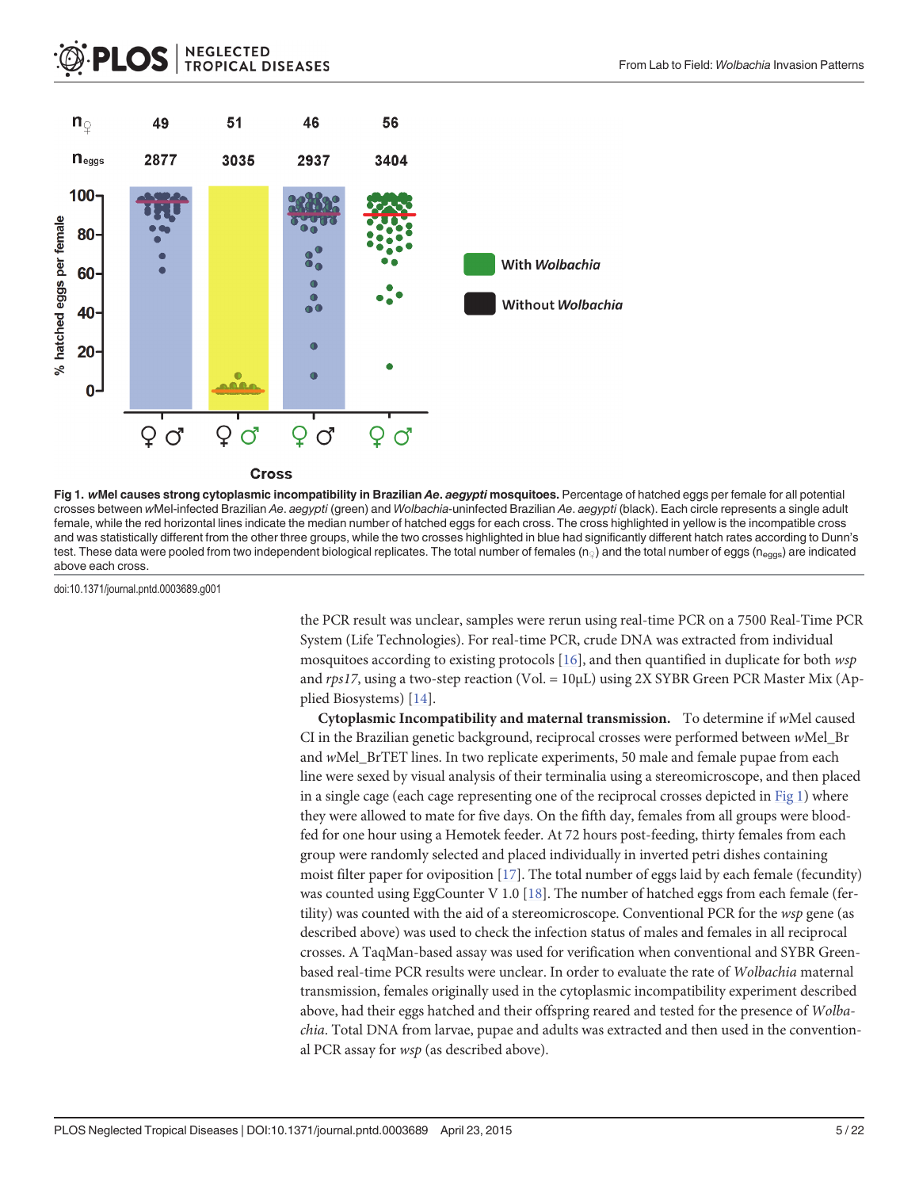Fig 1. ***w*Mel causes strong cytoplasmic incompatibility in Brazilian *Ae. aegypti* mosquitoes.** Percentage of hatched eggs per female for all potential crosses between *w*Mel-infected Brazilian *Ae. aegypti* (green) and *Wolbachia*-uninfected Brazilian *Ae. aegypti* (black). Each circle represents a single adult female, while the red horizontal lines indicate the median number of hatched eggs for each cross. The cross highlighted in yellow is the incompatible cross and was statistically different from the other three groups, while the two crosses highlighted in blue had significantly different hatch rates according to Dunn's test. These data were pooled from two independent biological replicates. The total number of females ($n_♀$) and the total number of eggs ($n_{eggs}$) are indicated above each cross.

doi:10.1371/journal.pntd.0003689.g001

the PCR result was unclear, samples were rerun using real-time PCR on a 7500 Real-Time PCR System (Life Technologies). For real-time PCR, crude DNA was extracted from individual mosquitoes according to existing protocols [16], and then quantified in duplicate for both *wsp* and *rps17*, using a two-step reaction (Vol. = 10μL) using 2X SYBR Green PCR Master Mix (Applied Biosystems) [14].

**Cytoplasmic Incompatibility and maternal transmission.** To determine if *w*Mel caused CI in the Brazilian genetic background, reciprocal crosses were performed between *w*Mel_Br and *w*Mel_BrTET lines. In two replicate experiments, 50 male and female pupae from each line were sexed by visual analysis of their terminalia using a stereomicroscope, and then placed in a single cage (each cage representing one of the reciprocal crosses depicted in Fig 1) where they were allowed to mate for five days. On the fifth day, females from all groups were blood-fed for one hour using a Hemotek feeder. At 72 hours post-feeding, thirty females from each group were randomly selected and placed individually in inverted petri dishes containing moist filter paper for oviposition [17]. The total number of eggs laid by each female (fecundity) was counted using EggCounter V 1.0 [18]. The number of hatched eggs from each female (fertility) was counted with the aid of a stereomicroscope. Conventional PCR for the *wsp* gene (as described above) was used to check the infection status of males and females in all reciprocal crosses. A TaqMan-based assay was used for verification when conventional and SYBR Green-based real-time PCR results were unclear. In order to evaluate the rate of *Wolbachia* maternal transmission, females originally used in the cytoplasmic incompatibility experiment described above, had their eggs hatched and their offspring reared and tested for the presence of *Wolbachia*. Total DNA from larvae, pupae and adults was extracted and then used in the conventional PCR assay for *wsp* (as described above).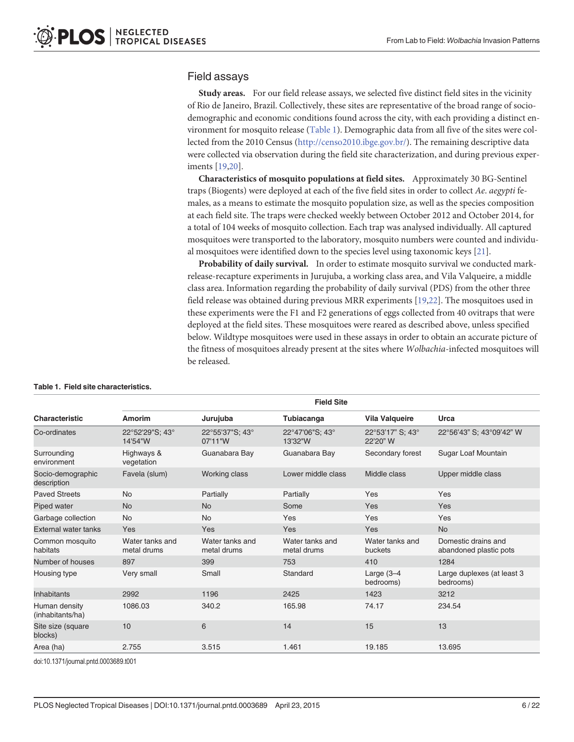## Field assays

**Study areas.** For our field release assays, we selected five distinct field sites in the vicinity of Rio de Janeiro, Brazil. Collectively, these sites are representative of the broad range of socio-demographic and economic conditions found across the city, with each providing a distinct environment for mosquito release (Table 1). Demographic data from all five of the sites were collected from the 2010 Census (http://censo2010.ibge.gov.br/). The remaining descriptive data were collected via observation during the field site characterization, and during previous experiments [19,20].

**Characteristics of mosquito populations at field sites.** Approximately 30 BG-Sentinel traps (Biogents) were deployed at each of the five field sites in order to collect *Ae. aegypti* females, as a means to estimate the mosquito population size, as well as the species composition at each field site. The traps were checked weekly between October 2012 and October 2014, for a total of 104 weeks of mosquito collection. Each trap was analysed individually. All captured mosquitoes were transported to the laboratory, mosquito numbers were counted and individual mosquitoes were identified down to the species level using taxonomic keys [21].

**Probability of daily survival.** In order to estimate mosquito survival we conducted mark-release-recapture experiments in Jurujuba, a working class area, and Vila Valqueire, a middle class area. Information regarding the probability of daily survival (PDS) from the other three field release was obtained during previous MRR experiments [19,22]. The mosquitoes used in these experiments were the F1 and F2 generations of eggs collected from 40 ovitraps that were deployed at the field sites. These mosquitoes were reared as described above, unless specified below. Wildtype mosquitoes were used in these assays in order to obtain an accurate picture of the fitness of mosquitoes already present at the sites where *Wolbachia*-infected mosquitoes will be released.

**Table 1. Field site characteristics.**

| | Field Site | | | | |
|---|---|---|---|---|---|
| **Characteristic** | **Amorim** | **Jurujuba** | **Tubiacanga** | **Vila Valqueire** | **Urca** |
| Co-ordinates | 22°52'29"S; 43° 14'54"W | 22°55'37"S; 43° 07'11"W | 22°47'06"S; 43° 13'32"W | 22°53'17" S; 43° 22'20" W | 22°56'43" S; 43°09'42" W |
| Surrounding environment | Highways & vegetation | Guanabara Bay | Guanabara Bay | Secondary forest | Sugar Loaf Mountain |
| Socio-demographic description | Favela (slum) | Working class | Lower middle class | Middle class | Upper middle class |
| Paved Streets | No | Partially | Partially | Yes | Yes |
| Piped water | No | No | Some | Yes | Yes |
| Garbage collection | No | No | Yes | Yes | Yes |
| External water tanks | Yes | Yes | Yes | Yes | No |
| Common mosquito habitats | Water tanks and metal drums | Water tanks and metal drums | Water tanks and metal drums | Water tanks and buckets | Domestic drains and abandoned plastic pots |
| Number of houses | 897 | 399 | 753 | 410 | 1284 |
| Housing type | Very small | Small | Standard | Large (3–4 bedrooms) | Large duplexes (at least 3 bedrooms) |
| Inhabitants | 2992 | 1196 | 2425 | 1423 | 3212 |
| Human density (inhabitants/ha) | 1086.03 | 340.2 | 165.98 | 74.17 | 234.54 |
| Site size (square blocks) | 10 | 6 | 14 | 15 | 13 |
| Area (ha) | 2.755 | 3.515 | 1.461 | 19.185 | 13.695 |

doi:10.1371/journal.pntd.0003689.t001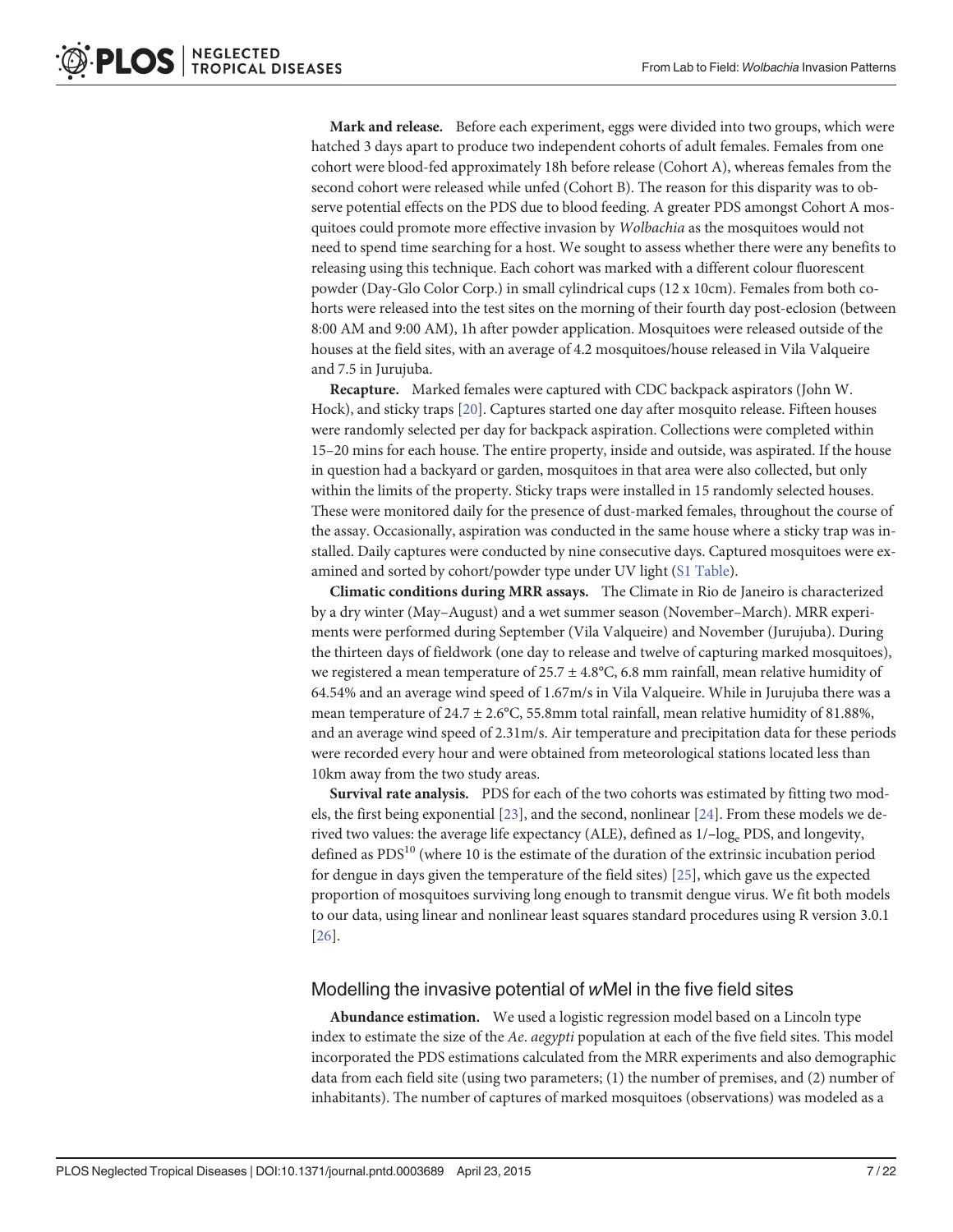**Mark and release.** Before each experiment, eggs were divided into two groups, which were hatched 3 days apart to produce two independent cohorts of adult females. Females from one cohort were blood-fed approximately 18h before release (Cohort A), whereas females from the second cohort were released while unfed (Cohort B). The reason for this disparity was to observe potential effects on the PDS due to blood feeding. A greater PDS amongst Cohort A mosquitoes could promote more effective invasion by *Wolbachia* as the mosquitoes would not need to spend time searching for a host. We sought to assess whether there were any benefits to releasing using this technique. Each cohort was marked with a different colour fluorescent powder (Day-Glo Color Corp.) in small cylindrical cups (12 x 10cm). Females from both cohorts were released into the test sites on the morning of their fourth day post-eclosion (between 8:00 AM and 9:00 AM), 1h after powder application. Mosquitoes were released outside of the houses at the field sites, with an average of 4.2 mosquitoes/house released in Vila Valqueire and 7.5 in Jurujuba.

**Recapture.** Marked females were captured with CDC backpack aspirators (John W. Hock), and sticky traps [20]. Captures started one day after mosquito release. Fifteen houses were randomly selected per day for backpack aspiration. Collections were completed within 15–20 mins for each house. The entire property, inside and outside, was aspirated. If the house in question had a backyard or garden, mosquitoes in that area were also collected, but only within the limits of the property. Sticky traps were installed in 15 randomly selected houses. These were monitored daily for the presence of dust-marked females, throughout the course of the assay. Occasionally, aspiration was conducted in the same house where a sticky trap was installed. Daily captures were conducted by nine consecutive days. Captured mosquitoes were examined and sorted by cohort/powder type under UV light (S1 Table).

**Climatic conditions during MRR assays.** The Climate in Rio de Janeiro is characterized by a dry winter (May–August) and a wet summer season (November–March). MRR experiments were performed during September (Vila Valqueire) and November (Jurujuba). During the thirteen days of fieldwork (one day to release and twelve of capturing marked mosquitoes), we registered a mean temperature of 25.7 ± 4.8°C, 6.8 mm rainfall, mean relative humidity of 64.54% and an average wind speed of 1.67m/s in Vila Valqueire. While in Jurujuba there was a mean temperature of 24.7 ± 2.6°C, 55.8mm total rainfall, mean relative humidity of 81.88%, and an average wind speed of 2.31m/s. Air temperature and precipitation data for these periods were recorded every hour and were obtained from meteorological stations located less than 10km away from the two study areas.

**Survival rate analysis.** PDS for each of the two cohorts was estimated by fitting two models, the first being exponential [23], and the second, nonlinear [24]. From these models we derived two values: the average life expectancy (ALE), defined as $1/-\log_e$ PDS, and longevity, defined as $PDS^{10}$ (where 10 is the estimate of the duration of the extrinsic incubation period for dengue in days given the temperature of the field sites) [25], which gave us the expected proportion of mosquitoes surviving long enough to transmit dengue virus. We fit both models to our data, using linear and nonlinear least squares standard procedures using R version 3.0.1 [26].

## Modelling the invasive potential of *w*Mel in the five field sites

**Abundance estimation.** We used a logistic regression model based on a Lincoln type index to estimate the size of the *Ae*. *aegypti* population at each of the five field sites. This model incorporated the PDS estimations calculated from the MRR experiments and also demographic data from each field site (using two parameters; (1) the number of premises, and (2) number of inhabitants). The number of captures of marked mosquitoes (observations) was modeled as a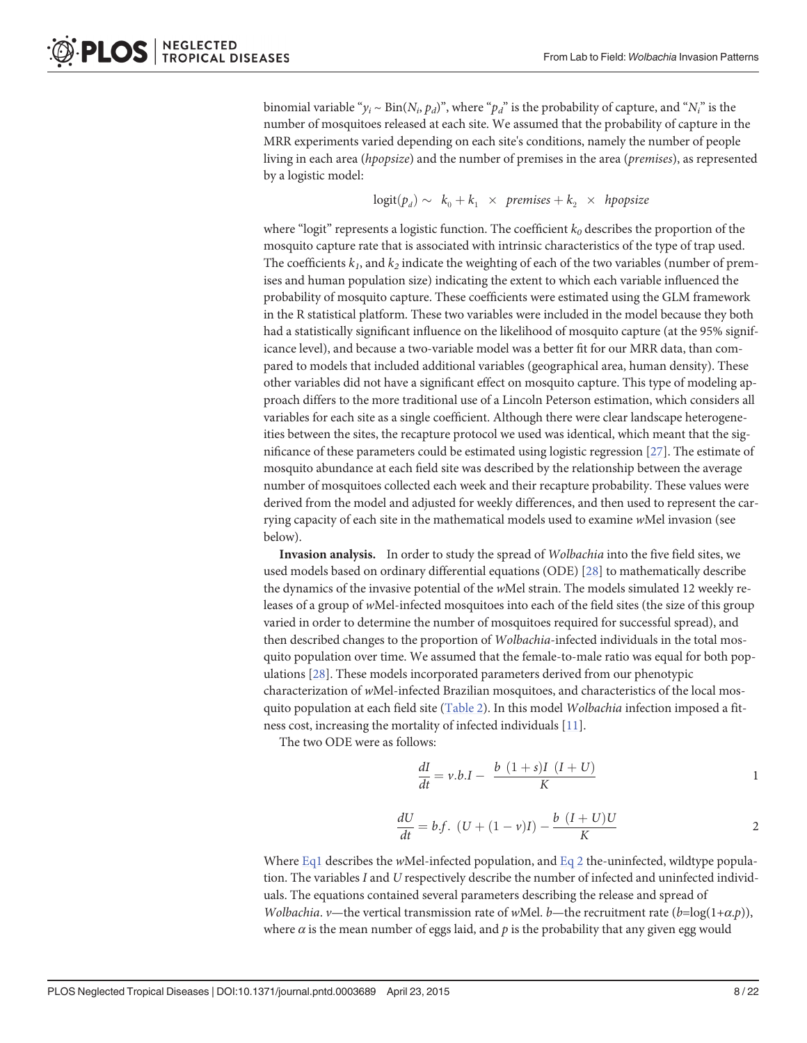binomial variable "$y_i \sim \text{Bin}(N_i, p_d)$", where "$p_d$" is the probability of capture, and "$N_i$" is the number of mosquitoes released at each site. We assumed that the probability of capture in the MRR experiments varied depending on each site's conditions, namely the number of people living in each area (*hpopsize*) and the number of premises in the area (*premises*), as represented by a logistic model:

$$\text{logit}(p_d) \sim \; k_0 + k_1 \; \times \; premises + k_2 \; \times \; hpopsize$$

where "logit" represents a logistic function. The coefficient $k_0$ describes the proportion of the mosquito capture rate that is associated with intrinsic characteristics of the type of trap used. The coefficients $k_1$, and $k_2$ indicate the weighting of each of the two variables (number of premises and human population size) indicating the extent to which each variable influenced the probability of mosquito capture. These coefficients were estimated using the GLM framework in the R statistical platform. These two variables were included in the model because they both had a statistically significant influence on the likelihood of mosquito capture (at the 95% significance level), and because a two-variable model was a better fit for our MRR data, than compared to models that included additional variables (geographical area, human density). These other variables did not have a significant effect on mosquito capture. This type of modeling approach differs to the more traditional use of a Lincoln Peterson estimation, which considers all variables for each site as a single coefficient. Although there were clear landscape heterogeneities between the sites, the recapture protocol we used was identical, which meant that the significance of these parameters could be estimated using logistic regression [27]. The estimate of mosquito abundance at each field site was described by the relationship between the average number of mosquitoes collected each week and their recapture probability. These values were derived from the model and adjusted for weekly differences, and then used to represent the carrying capacity of each site in the mathematical models used to examine *w*Mel invasion (see below).

**Invasion analysis.** In order to study the spread of *Wolbachia* into the five field sites, we used models based on ordinary differential equations (ODE) [28] to mathematically describe the dynamics of the invasive potential of the *w*Mel strain. The models simulated 12 weekly releases of a group of *w*Mel-infected mosquitoes into each of the field sites (the size of this group varied in order to determine the number of mosquitoes required for successful spread), and then described changes to the proportion of *Wolbachia*-infected individuals in the total mosquito population over time. We assumed that the female-to-male ratio was equal for both populations [28]. These models incorporated parameters derived from our phenotypic characterization of *w*Mel-infected Brazilian mosquitoes, and characteristics of the local mosquito population at each field site (Table 2). In this model *Wolbachia* infection imposed a fitness cost, increasing the mortality of infected individuals [11].

The two ODE were as follows:

$$\frac{dI}{dt} = v.b.I - \; \frac{b \; (1+s)I \; (I+U)}{K} \qquad 1$$

$$\frac{dU}{dt} = b.f. \; (U + (1-v)I) - \frac{b \; (I+U)U}{K} \qquad 2$$

Where Eq1 describes the *w*Mel-infected population, and Eq 2 the-uninfected, wildtype population. The variables $I$ and $U$ respectively describe the number of infected and uninfected individuals. The equations contained several parameters describing the release and spread of *Wolbachia*. $v$—the vertical transmission rate of *w*Mel. $b$—the recruitment rate ($b=\log(1+\alpha.p)$), where $\alpha$ is the mean number of eggs laid, and $p$ is the probability that any given egg would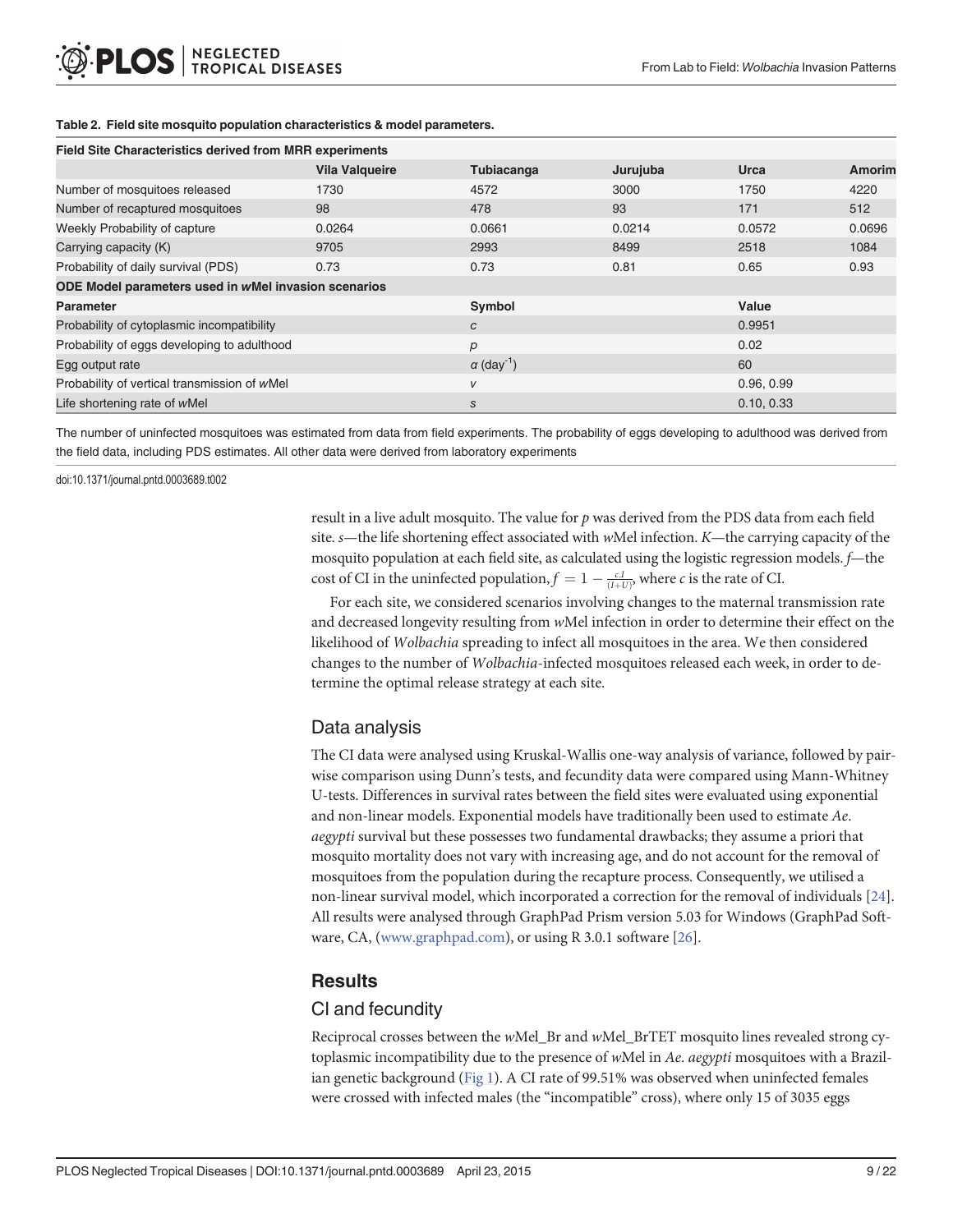**Table 2. Field site mosquito population characteristics & model parameters.**

| Field Site Characteristics derived from MRR experiments | | | | | |
|---|---|---|---|---|---|
| | **Vila Valqueire** | **Tubiacanga** | **Jurujuba** | **Urca** | **Amorim** |
| Number of mosquitoes released | 1730 | 4572 | 3000 | 1750 | 4220 |
| Number of recaptured mosquitoes | 98 | 478 | 93 | 171 | 512 |
| Weekly Probability of capture | 0.0264 | 0.0661 | 0.0214 | 0.0572 | 0.0696 |
| Carrying capacity (K) | 9705 | 2993 | 8499 | 2518 | 1084 |
| Probability of daily survival (PDS) | 0.73 | 0.73 | 0.81 | 0.65 | 0.93 |
| **ODE Model parameters used in *w*Mel invasion scenarios** | | | | | |
| **Parameter** | | **Symbol** | | **Value** | |
| Probability of cytoplasmic incompatibility | | $c$ | | 0.9951 | |
| Probability of eggs developing to adulthood | | $p$ | | 0.02 | |
| Egg output rate | | $\alpha$ (day$^{-1}$) | | 60 | |
| Probability of vertical transmission of *w*Mel | | $v$ | | 0.96, 0.99 | |
| Life shortening rate of *w*Mel | | $s$ | | 0.10, 0.33 | |

The number of uninfected mosquitoes was estimated from data from field experiments. The probability of eggs developing to adulthood was derived from the field data, including PDS estimates. All other data were derived from laboratory experiments

doi:10.1371/journal.pntd.0003689.t002

result in a live adult mosquito. The value for $p$ was derived from the PDS data from each field site. $s$—the life shortening effect associated with *w*Mel infection. $K$—the carrying capacity of the mosquito population at each field site, as calculated using the logistic regression models. $f$—the cost of CI in the uninfected population, $f = 1 - \frac{cI}{(I+U)}$, where $c$ is the rate of CI.

For each site, we considered scenarios involving changes to the maternal transmission rate and decreased longevity resulting from *w*Mel infection in order to determine their effect on the likelihood of *Wolbachia* spreading to infect all mosquitoes in the area. We then considered changes to the number of *Wolbachia*-infected mosquitoes released each week, in order to determine the optimal release strategy at each site.

## Data analysis

The CI data were analysed using Kruskal-Wallis one-way analysis of variance, followed by pairwise comparison using Dunn's tests, and fecundity data were compared using Mann-Whitney U-tests. Differences in survival rates between the field sites were evaluated using exponential and non-linear models. Exponential models have traditionally been used to estimate *Ae. aegypti* survival but these possesses two fundamental drawbacks; they assume a priori that mosquito mortality does not vary with increasing age, and do not account for the removal of mosquitoes from the population during the recapture process. Consequently, we utilised a non-linear survival model, which incorporated a correction for the removal of individuals [24]. All results were analysed through GraphPad Prism version 5.03 for Windows (GraphPad Software, CA, (www.graphpad.com), or using R 3.0.1 software [26].

# Results

## CI and fecundity

Reciprocal crosses between the *w*Mel_Br and *w*Mel_BrTET mosquito lines revealed strong cytoplasmic incompatibility due to the presence of *w*Mel in *Ae. aegypti* mosquitoes with a Brazilian genetic background (Fig 1). A CI rate of 99.51% was observed when uninfected females were crossed with infected males (the "incompatible" cross), where only 15 of 3035 eggs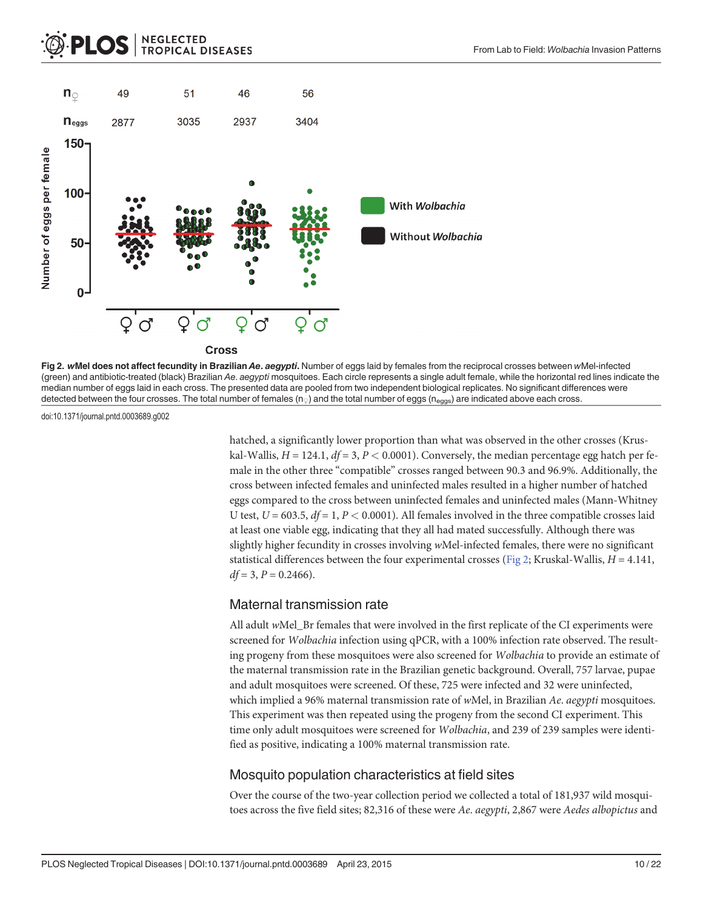Fig 2. *w*Mel does not affect fecundity in Brazilian *Ae. aegypti*. Number of eggs laid by females from the reciprocal crosses between *w*Mel-infected (green) and antibiotic-treated (black) Brazilian *Ae. aegypti* mosquitoes. Each circle represents a single adult female, while the horizontal red lines indicate the median number of eggs laid in each cross. The presented data are pooled from two independent biological replicates. No significant differences were detected between the four crosses. The total number of females ($n_♀$) and the total number of eggs ($n_{eggs}$) are indicated above each cross.

doi:10.1371/journal.pntd.0003689.g002

hatched, a significantly lower proportion than what was observed in the other crosses (Kruskal-Wallis, $H = 124.1$, $df = 3$, $P < 0.0001$). Conversely, the median percentage egg hatch per female in the other three "compatible" crosses ranged between 90.3 and 96.9%. Additionally, the cross between infected females and uninfected males resulted in a higher number of hatched eggs compared to the cross between uninfected females and uninfected males (Mann-Whitney U test, $U = 603.5$, $df = 1$, $P < 0.0001$). All females involved in the three compatible crosses laid at least one viable egg, indicating that they all had mated successfully. Although there was slightly higher fecundity in crosses involving *w*Mel-infected females, there were no significant statistical differences between the four experimental crosses (Fig 2; Kruskal-Wallis, $H = 4.141$, $df = 3$, $P = 0.2466$).

## Maternal transmission rate

All adult *w*Mel_Br females that were involved in the first replicate of the CI experiments were screened for *Wolbachia* infection using qPCR, with a 100% infection rate observed. The resulting progeny from these mosquitoes were also screened for *Wolbachia* to provide an estimate of the maternal transmission rate in the Brazilian genetic background. Overall, 757 larvae, pupae and adult mosquitoes were screened. Of these, 725 were infected and 32 were uninfected, which implied a 96% maternal transmission rate of *w*Mel, in Brazilian *Ae. aegypti* mosquitoes. This experiment was then repeated using the progeny from the second CI experiment. This time only adult mosquitoes were screened for *Wolbachia*, and 239 of 239 samples were identified as positive, indicating a 100% maternal transmission rate.

## Mosquito population characteristics at field sites

Over the course of the two-year collection period we collected a total of 181,937 wild mosquitoes across the five field sites; 82,316 of these were *Ae. aegypti*, 2,867 were *Aedes albopictus* and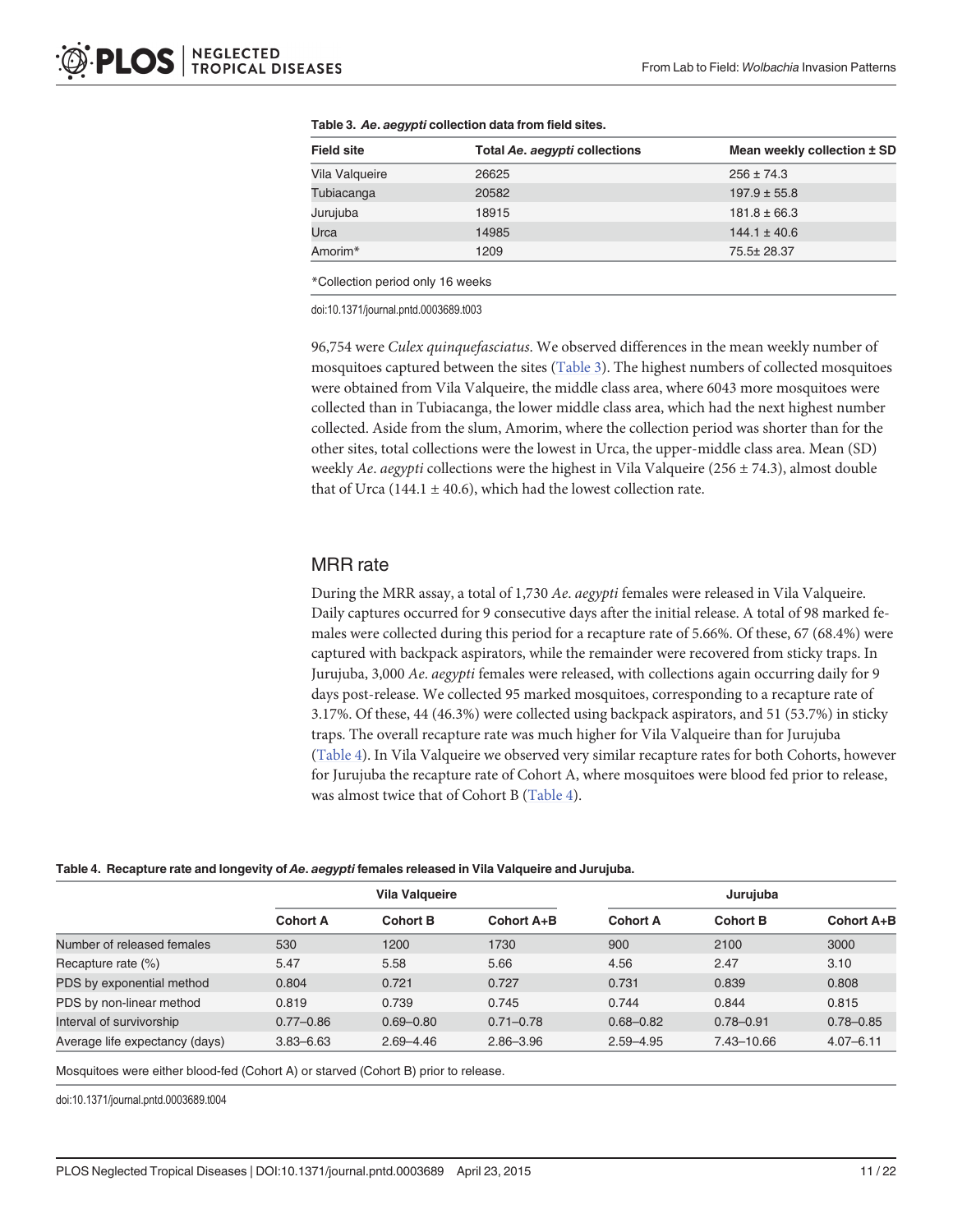**Table 3. *Ae. aegypti* collection data from field sites.**

| Field site | Total *Ae. aegypti* collections | Mean weekly collection ± SD |
|---|---|---|
| Vila Valqueire | 26625 | 256 ± 74.3 |
| Tubiacanga | 20582 | 197.9 ± 55.8 |
| Jurujuba | 18915 | 181.8 ± 66.3 |
| Urca | 14985 | 144.1 ± 40.6 |
| Amorim* | 1209 | 75.5± 28.37 |

*Collection period only 16 weeks

doi:10.1371/journal.pntd.0003689.t003

96,754 were *Culex quinquefasciatus*. We observed differences in the mean weekly number of mosquitoes captured between the sites (Table 3). The highest numbers of collected mosquitoes were obtained from Vila Valqueire, the middle class area, where 6043 more mosquitoes were collected than in Tubiacanga, the lower middle class area, which had the next highest number collected. Aside from the slum, Amorim, where the collection period was shorter than for the other sites, total collections were the lowest in Urca, the upper-middle class area. Mean (SD) weekly *Ae. aegypti* collections were the highest in Vila Valqueire (256 ± 74.3), almost double that of Urca (144.1 ± 40.6), which had the lowest collection rate.

## MRR rate

During the MRR assay, a total of 1,730 *Ae. aegypti* females were released in Vila Valqueire. Daily captures occurred for 9 consecutive days after the initial release. A total of 98 marked females were collected during this period for a recapture rate of 5.66%. Of these, 67 (68.4%) were captured with backpack aspirators, while the remainder were recovered from sticky traps. In Jurujuba, 3,000 *Ae. aegypti* females were released, with collections again occurring daily for 9 days post-release. We collected 95 marked mosquitoes, corresponding to a recapture rate of 3.17%. Of these, 44 (46.3%) were collected using backpack aspirators, and 51 (53.7%) in sticky traps. The overall recapture rate was much higher for Vila Valqueire than for Jurujuba (Table 4). In Vila Valqueire we observed very similar recapture rates for both Cohorts, however for Jurujuba the recapture rate of Cohort A, where mosquitoes were blood fed prior to release, was almost twice that of Cohort B (Table 4).

**Table 4. Recapture rate and longevity of *Ae. aegypti* females released in Vila Valqueire and Jurujuba.**

| | Vila Valqueire | | | Jurujuba | | |
|---|---|---|---|---|---|---|
| | Cohort A | Cohort B | Cohort A+B | Cohort A | Cohort B | Cohort A+B |
| Number of released females | 530 | 1200 | 1730 | 900 | 2100 | 3000 |
| Recapture rate (%) | 5.47 | 5.58 | 5.66 | 4.56 | 2.47 | 3.10 |
| PDS by exponential method | 0.804 | 0.721 | 0.727 | 0.731 | 0.839 | 0.808 |
| PDS by non-linear method | 0.819 | 0.739 | 0.745 | 0.744 | 0.844 | 0.815 |
| Interval of survivorship | 0.77–0.86 | 0.69–0.80 | 0.71–0.78 | 0.68–0.82 | 0.78–0.91 | 0.78–0.85 |
| Average life expectancy (days) | 3.83–6.63 | 2.69–4.46 | 2.86–3.96 | 2.59–4.95 | 7.43–10.66 | 4.07–6.11 |

Mosquitoes were either blood-fed (Cohort A) or starved (Cohort B) prior to release.

doi:10.1371/journal.pntd.0003689.t004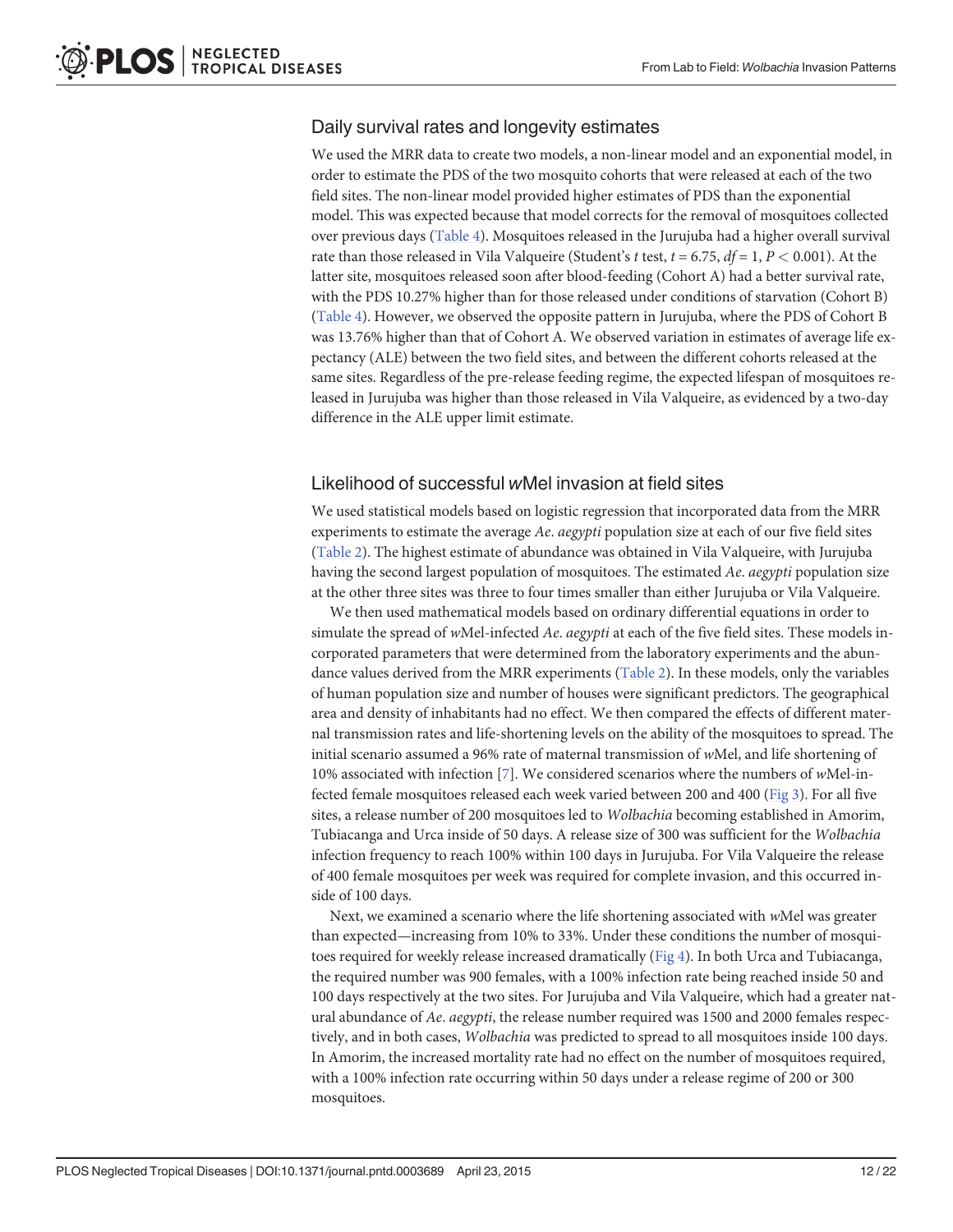## Daily survival rates and longevity estimates

We used the MRR data to create two models, a non-linear model and an exponential model, in order to estimate the PDS of the two mosquito cohorts that were released at each of the two field sites. The non-linear model provided higher estimates of PDS than the exponential model. This was expected because that model corrects for the removal of mosquitoes collected over previous days (Table 4). Mosquitoes released in the Jurujuba had a higher overall survival rate than those released in Vila Valqueire (Student's *t* test, $t = 6.75$, $df = 1$, $P < 0.001$). At the latter site, mosquitoes released soon after blood-feeding (Cohort A) had a better survival rate, with the PDS 10.27% higher than for those released under conditions of starvation (Cohort B) (Table 4). However, we observed the opposite pattern in Jurujuba, where the PDS of Cohort B was 13.76% higher than that of Cohort A. We observed variation in estimates of average life expectancy (ALE) between the two field sites, and between the different cohorts released at the same sites. Regardless of the pre-release feeding regime, the expected lifespan of mosquitoes released in Jurujuba was higher than those released in Vila Valqueire, as evidenced by a two-day difference in the ALE upper limit estimate.

## Likelihood of successful *w*Mel invasion at field sites

We used statistical models based on logistic regression that incorporated data from the MRR experiments to estimate the average *Ae. aegypti* population size at each of our five field sites (Table 2). The highest estimate of abundance was obtained in Vila Valqueire, with Jurujuba having the second largest population of mosquitoes. The estimated *Ae. aegypti* population size at the other three sites was three to four times smaller than either Jurujuba or Vila Valqueire.

We then used mathematical models based on ordinary differential equations in order to simulate the spread of *w*Mel-infected *Ae. aegypti* at each of the five field sites. These models incorporated parameters that were determined from the laboratory experiments and the abundance values derived from the MRR experiments (Table 2). In these models, only the variables of human population size and number of houses were significant predictors. The geographical area and density of inhabitants had no effect. We then compared the effects of different maternal transmission rates and life-shortening levels on the ability of the mosquitoes to spread. The initial scenario assumed a 96% rate of maternal transmission of *w*Mel, and life shortening of 10% associated with infection [7]. We considered scenarios where the numbers of *w*Mel-infected female mosquitoes released each week varied between 200 and 400 (Fig 3). For all five sites, a release number of 200 mosquitoes led to *Wolbachia* becoming established in Amorim, Tubiacanga and Urca inside of 50 days. A release size of 300 was sufficient for the *Wolbachia* infection frequency to reach 100% within 100 days in Jurujuba. For Vila Valqueire the release of 400 female mosquitoes per week was required for complete invasion, and this occurred inside of 100 days.

Next, we examined a scenario where the life shortening associated with *w*Mel was greater than expected—increasing from 10% to 33%. Under these conditions the number of mosquitoes required for weekly release increased dramatically (Fig 4). In both Urca and Tubiacanga, the required number was 900 females, with a 100% infection rate being reached inside 50 and 100 days respectively at the two sites. For Jurujuba and Vila Valqueire, which had a greater natural abundance of *Ae. aegypti*, the release number required was 1500 and 2000 females respectively, and in both cases, *Wolbachia* was predicted to spread to all mosquitoes inside 100 days. In Amorim, the increased mortality rate had no effect on the number of mosquitoes required, with a 100% infection rate occurring within 50 days under a release regime of 200 or 300 mosquitoes.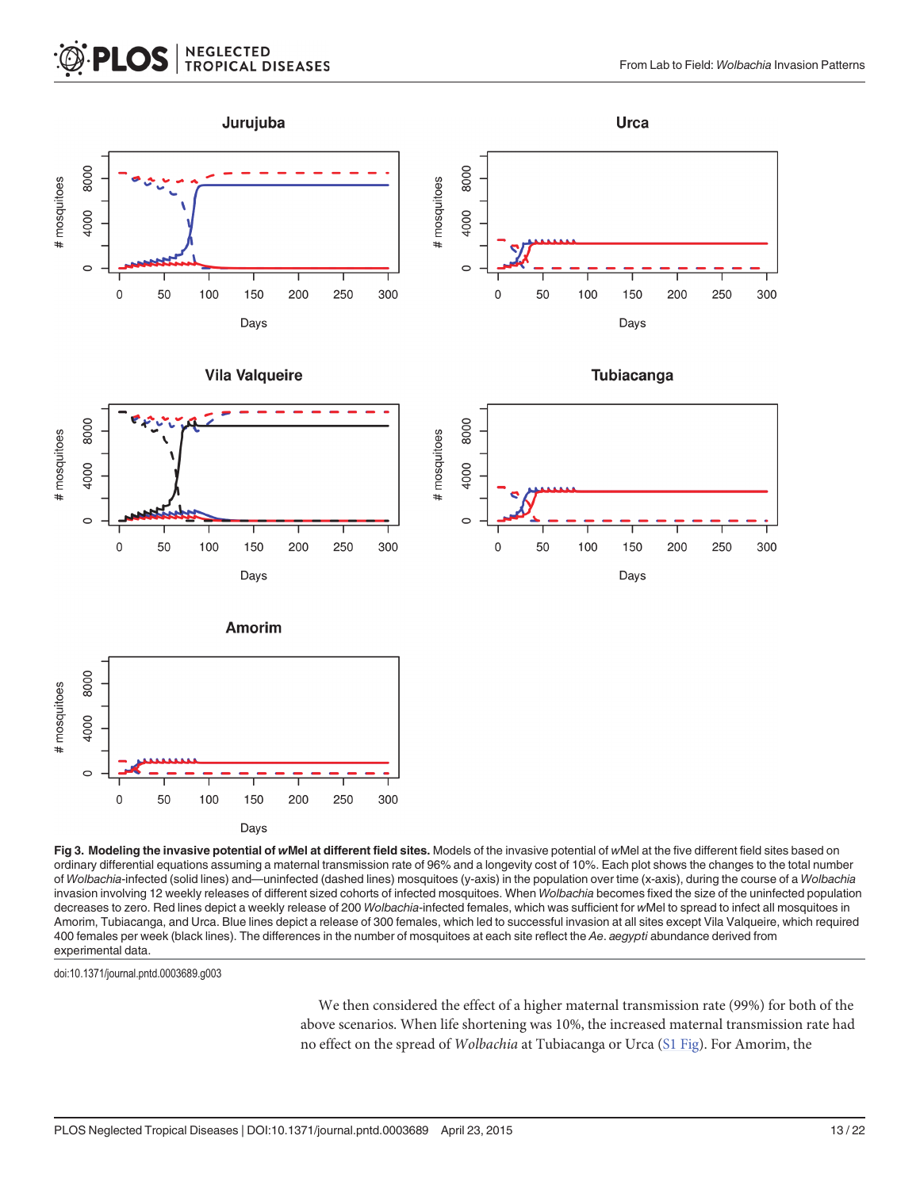**Fig 3. Modeling the invasive potential of *w*Mel at different field sites.** Models of the invasive potential of *w*Mel at the five different field sites based on ordinary differential equations assuming a maternal transmission rate of 96% and a longevity cost of 10%. Each plot shows the changes to the total number of *Wolbachia*-infected (solid lines) and—uninfected (dashed lines) mosquitoes (y-axis) in the population over time (x-axis), during the course of a *Wolbachia* invasion involving 12 weekly releases of different sized cohorts of infected mosquitoes. When *Wolbachia* becomes fixed the size of the uninfected population decreases to zero. Red lines depict a weekly release of 200 *Wolbachia*-infected females, which was sufficient for *w*Mel to spread to infect all mosquitoes in Amorim, Tubiacanga, and Urca. Blue lines depict a release of 300 females, which led to successful invasion at all sites except Vila Valqueire, which required 400 females per week (black lines). The differences in the number of mosquitoes at each site reflect the *Ae. aegypti* abundance derived from experimental data.

doi:10.1371/journal.pntd.0003689.g003

We then considered the effect of a higher maternal transmission rate (99%) for both of the above scenarios. When life shortening was 10%, the increased maternal transmission rate had no effect on the spread of *Wolbachia* at Tubiacanga or Urca (S1 Fig). For Amorim, the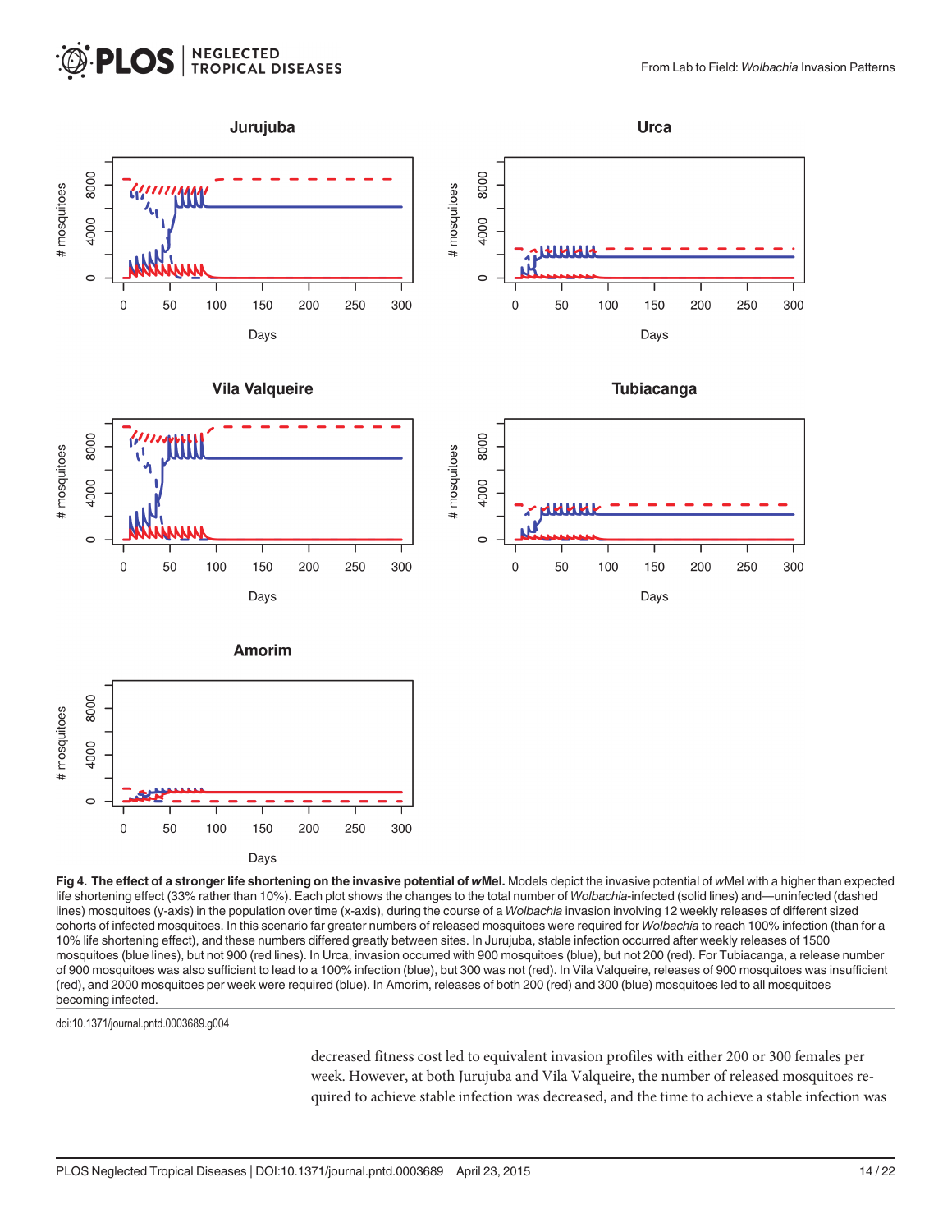**Fig 4. The effect of a stronger life shortening on the invasive potential of *w*Mel.** Models depict the invasive potential of *w*Mel with a higher than expected life shortening effect (33% rather than 10%). Each plot shows the changes to the total number of *Wolbachia*-infected (solid lines) and—uninfected (dashed lines) mosquitoes (y-axis) in the population over time (x-axis), during the course of a *Wolbachia* invasion involving 12 weekly releases of different sized cohorts of infected mosquitoes. In this scenario far greater numbers of released mosquitoes were required for *Wolbachia* to reach 100% infection (than for a 10% life shortening effect), and these numbers differed greatly between sites. In Jurujuba, stable infection occurred after weekly releases of 1500 mosquitoes (blue lines), but not 900 (red lines). In Urca, invasion occurred with 900 mosquitoes (blue), but not 200 (red). For Tubiacanga, a release number of 900 mosquitoes was also sufficient to lead to a 100% infection (blue), but 300 was not (red). In Vila Valqueire, releases of 900 mosquitoes was insufficient (red), and 2000 mosquitoes per week were required (blue). In Amorim, releases of both 200 (red) and 300 (blue) mosquitoes led to all mosquitoes becoming infected.

doi:10.1371/journal.pntd.0003689.g004

decreased fitness cost led to equivalent invasion profiles with either 200 or 300 females per week. However, at both Jurujuba and Vila Valqueire, the number of released mosquitoes required to achieve stable infection was decreased, and the time to achieve a stable infection was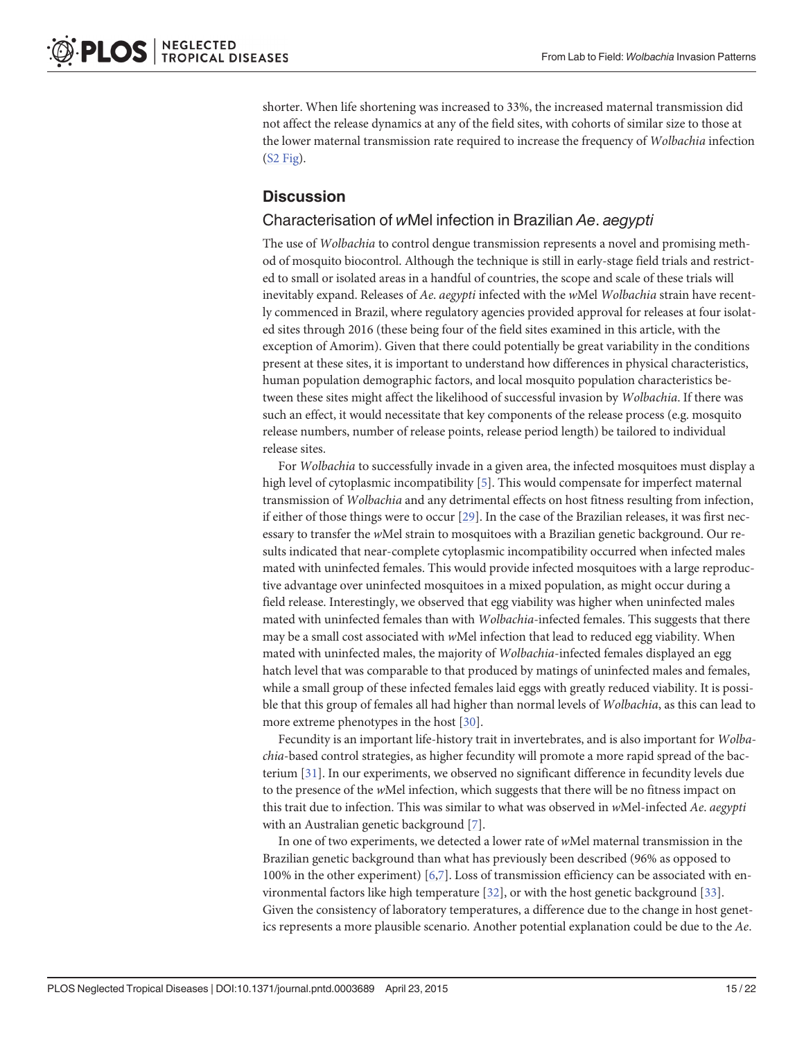shorter. When life shortening was increased to 33%, the increased maternal transmission did not affect the release dynamics at any of the field sites, with cohorts of similar size to those at the lower maternal transmission rate required to increase the frequency of *Wolbachia* infection (S2 Fig).

## Discussion

### Characterisation of *w*Mel infection in Brazilian *Ae*. *aegypti*

The use of *Wolbachia* to control dengue transmission represents a novel and promising method of mosquito biocontrol. Although the technique is still in early-stage field trials and restricted to small or isolated areas in a handful of countries, the scope and scale of these trials will inevitably expand. Releases of *Ae*. *aegypti* infected with the *w*Mel *Wolbachia* strain have recently commenced in Brazil, where regulatory agencies provided approval for releases at four isolated sites through 2016 (these being four of the field sites examined in this article, with the exception of Amorim). Given that there could potentially be great variability in the conditions present at these sites, it is important to understand how differences in physical characteristics, human population demographic factors, and local mosquito population characteristics between these sites might affect the likelihood of successful invasion by *Wolbachia*. If there was such an effect, it would necessitate that key components of the release process (e.g. mosquito release numbers, number of release points, release period length) be tailored to individual release sites.

For *Wolbachia* to successfully invade in a given area, the infected mosquitoes must display a high level of cytoplasmic incompatibility [5]. This would compensate for imperfect maternal transmission of *Wolbachia* and any detrimental effects on host fitness resulting from infection, if either of those things were to occur [29]. In the case of the Brazilian releases, it was first necessary to transfer the *w*Mel strain to mosquitoes with a Brazilian genetic background. Our results indicated that near-complete cytoplasmic incompatibility occurred when infected males mated with uninfected females. This would provide infected mosquitoes with a large reproductive advantage over uninfected mosquitoes in a mixed population, as might occur during a field release. Interestingly, we observed that egg viability was higher when uninfected males mated with uninfected females than with *Wolbachia*-infected females. This suggests that there may be a small cost associated with *w*Mel infection that lead to reduced egg viability. When mated with uninfected males, the majority of *Wolbachia*-infected females displayed an egg hatch level that was comparable to that produced by matings of uninfected males and females, while a small group of these infected females laid eggs with greatly reduced viability. It is possible that this group of females all had higher than normal levels of *Wolbachia*, as this can lead to more extreme phenotypes in the host [30].

Fecundity is an important life-history trait in invertebrates, and is also important for *Wolbachia*-based control strategies, as higher fecundity will promote a more rapid spread of the bacterium [31]. In our experiments, we observed no significant difference in fecundity levels due to the presence of the *w*Mel infection, which suggests that there will be no fitness impact on this trait due to infection. This was similar to what was observed in *w*Mel-infected *Ae*. *aegypti* with an Australian genetic background [7].

In one of two experiments, we detected a lower rate of *w*Mel maternal transmission in the Brazilian genetic background than what has previously been described (96% as opposed to 100% in the other experiment) [6,7]. Loss of transmission efficiency can be associated with environmental factors like high temperature [32], or with the host genetic background [33]. Given the consistency of laboratory temperatures, a difference due to the change in host genetics represents a more plausible scenario. Another potential explanation could be due to the *Ae*.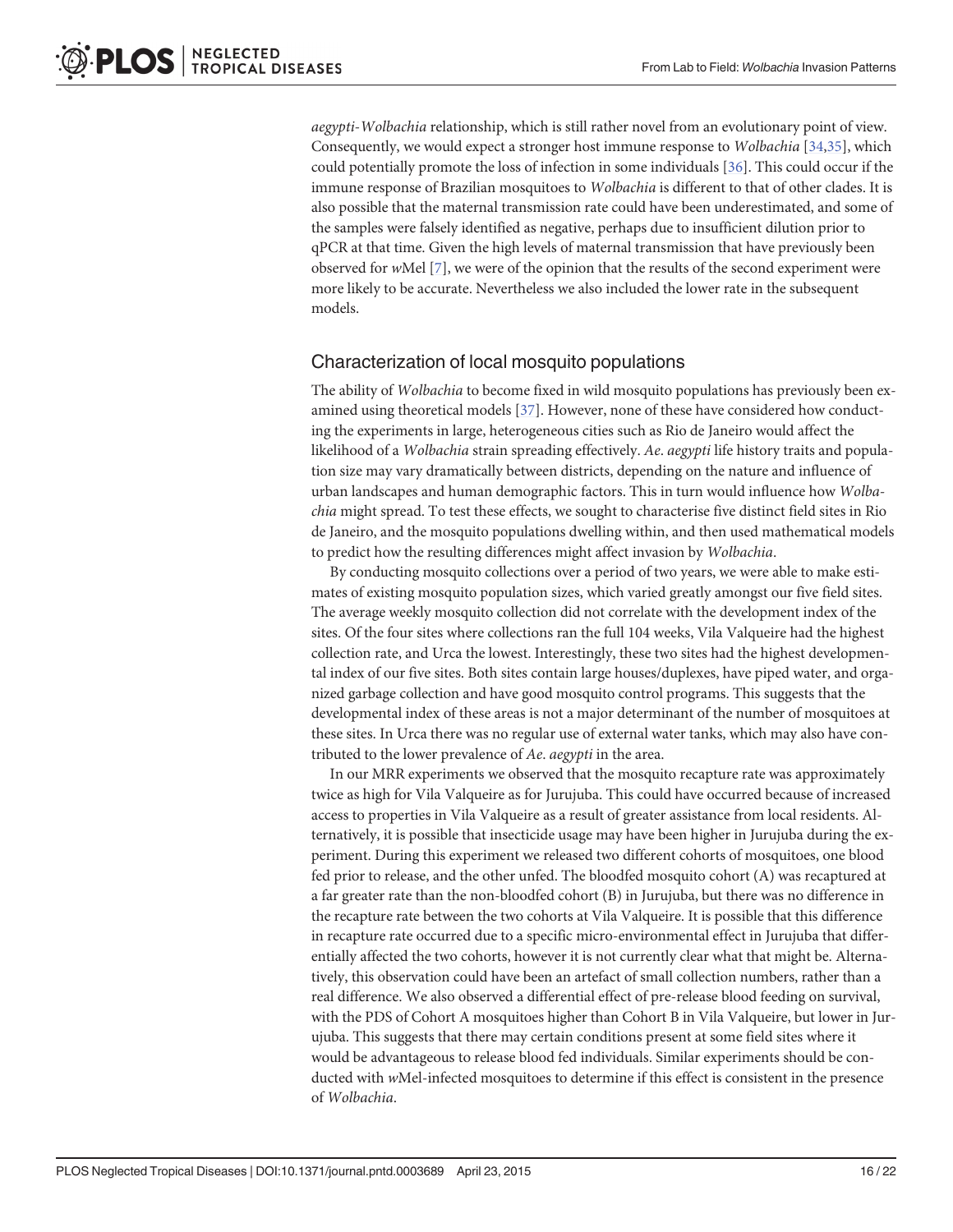*aegypti-Wolbachia* relationship, which is still rather novel from an evolutionary point of view. Consequently, we would expect a stronger host immune response to *Wolbachia* [34,35], which could potentially promote the loss of infection in some individuals [36]. This could occur if the immune response of Brazilian mosquitoes to *Wolbachia* is different to that of other clades. It is also possible that the maternal transmission rate could have been underestimated, and some of the samples were falsely identified as negative, perhaps due to insufficient dilution prior to qPCR at that time. Given the high levels of maternal transmission that have previously been observed for *w*Mel [7], we were of the opinion that the results of the second experiment were more likely to be accurate. Nevertheless we also included the lower rate in the subsequent models.

## Characterization of local mosquito populations

The ability of *Wolbachia* to become fixed in wild mosquito populations has previously been examined using theoretical models [37]. However, none of these have considered how conducting the experiments in large, heterogeneous cities such as Rio de Janeiro would affect the likelihood of a *Wolbachia* strain spreading effectively. *Ae. aegypti* life history traits and population size may vary dramatically between districts, depending on the nature and influence of urban landscapes and human demographic factors. This in turn would influence how *Wolbachia* might spread. To test these effects, we sought to characterise five distinct field sites in Rio de Janeiro, and the mosquito populations dwelling within, and then used mathematical models to predict how the resulting differences might affect invasion by *Wolbachia*.

By conducting mosquito collections over a period of two years, we were able to make estimates of existing mosquito population sizes, which varied greatly amongst our five field sites. The average weekly mosquito collection did not correlate with the development index of the sites. Of the four sites where collections ran the full 104 weeks, Vila Valqueire had the highest collection rate, and Urca the lowest. Interestingly, these two sites had the highest developmental index of our five sites. Both sites contain large houses/duplexes, have piped water, and organized garbage collection and have good mosquito control programs. This suggests that the developmental index of these areas is not a major determinant of the number of mosquitoes at these sites. In Urca there was no regular use of external water tanks, which may also have contributed to the lower prevalence of *Ae. aegypti* in the area.

In our MRR experiments we observed that the mosquito recapture rate was approximately twice as high for Vila Valqueire as for Jurujuba. This could have occurred because of increased access to properties in Vila Valqueire as a result of greater assistance from local residents. Alternatively, it is possible that insecticide usage may have been higher in Jurujuba during the experiment. During this experiment we released two different cohorts of mosquitoes, one blood fed prior to release, and the other unfed. The bloodfed mosquito cohort (A) was recaptured at a far greater rate than the non-bloodfed cohort (B) in Jurujuba, but there was no difference in the recapture rate between the two cohorts at Vila Valqueire. It is possible that this difference in recapture rate occurred due to a specific micro-environmental effect in Jurujuba that differentially affected the two cohorts, however it is not currently clear what that might be. Alternatively, this observation could have been an artefact of small collection numbers, rather than a real difference. We also observed a differential effect of pre-release blood feeding on survival, with the PDS of Cohort A mosquitoes higher than Cohort B in Vila Valqueire, but lower in Jurujuba. This suggests that there may certain conditions present at some field sites where it would be advantageous to release blood fed individuals. Similar experiments should be conducted with *w*Mel-infected mosquitoes to determine if this effect is consistent in the presence of *Wolbachia*.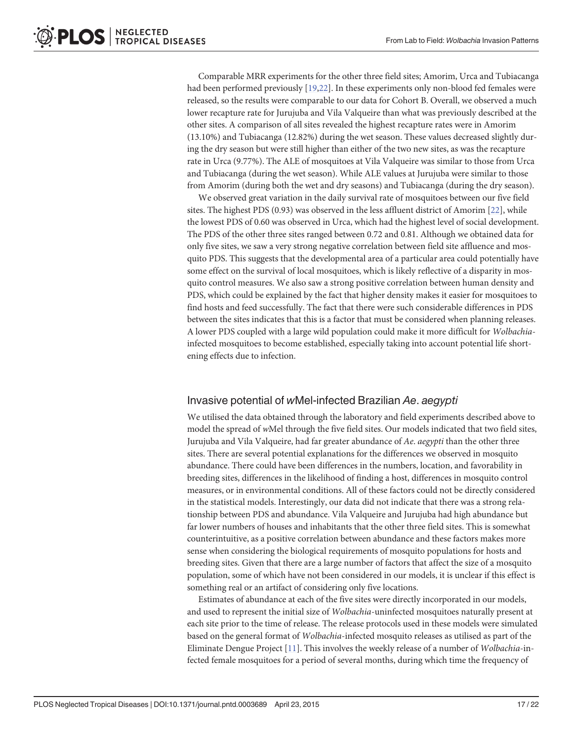Comparable MRR experiments for the other three field sites; Amorim, Urca and Tubiacanga had been performed previously [19,22]. In these experiments only non-blood fed females were released, so the results were comparable to our data for Cohort B. Overall, we observed a much lower recapture rate for Jurujuba and Vila Valqueire than what was previously described at the other sites. A comparison of all sites revealed the highest recapture rates were in Amorim (13.10%) and Tubiacanga (12.82%) during the wet season. These values decreased slightly during the dry season but were still higher than either of the two new sites, as was the recapture rate in Urca (9.77%). The ALE of mosquitoes at Vila Valqueire was similar to those from Urca and Tubiacanga (during the wet season). While ALE values at Jurujuba were similar to those from Amorim (during both the wet and dry seasons) and Tubiacanga (during the dry season).

We observed great variation in the daily survival rate of mosquitoes between our five field sites. The highest PDS (0.93) was observed in the less affluent district of Amorim [22], while the lowest PDS of 0.60 was observed in Urca, which had the highest level of social development. The PDS of the other three sites ranged between 0.72 and 0.81. Although we obtained data for only five sites, we saw a very strong negative correlation between field site affluence and mosquito PDS. This suggests that the developmental area of a particular area could potentially have some effect on the survival of local mosquitoes, which is likely reflective of a disparity in mosquito control measures. We also saw a strong positive correlation between human density and PDS, which could be explained by the fact that higher density makes it easier for mosquitoes to find hosts and feed successfully. The fact that there were such considerable differences in PDS between the sites indicates that this is a factor that must be considered when planning releases. A lower PDS coupled with a large wild population could make it more difficult for *Wolbachia*-infected mosquitoes to become established, especially taking into account potential life shortening effects due to infection.

## Invasive potential of *w*Mel-infected Brazilian *Ae. aegypti*

We utilised the data obtained through the laboratory and field experiments described above to model the spread of *w*Mel through the five field sites. Our models indicated that two field sites, Jurujuba and Vila Valqueire, had far greater abundance of *Ae. aegypti* than the other three sites. There are several potential explanations for the differences we observed in mosquito abundance. There could have been differences in the numbers, location, and favorability in breeding sites, differences in the likelihood of finding a host, differences in mosquito control measures, or in environmental conditions. All of these factors could not be directly considered in the statistical models. Interestingly, our data did not indicate that there was a strong relationship between PDS and abundance. Vila Valqueire and Jurujuba had high abundance but far lower numbers of houses and inhabitants that the other three field sites. This is somewhat counterintuitive, as a positive correlation between abundance and these factors makes more sense when considering the biological requirements of mosquito populations for hosts and breeding sites. Given that there are a large number of factors that affect the size of a mosquito population, some of which have not been considered in our models, it is unclear if this effect is something real or an artifact of considering only five locations.

Estimates of abundance at each of the five sites were directly incorporated in our models, and used to represent the initial size of *Wolbachia*-uninfected mosquitoes naturally present at each site prior to the time of release. The release protocols used in these models were simulated based on the general format of *Wolbachia*-infected mosquito releases as utilised as part of the Eliminate Dengue Project [11]. This involves the weekly release of a number of *Wolbachia*-infected female mosquitoes for a period of several months, during which time the frequency of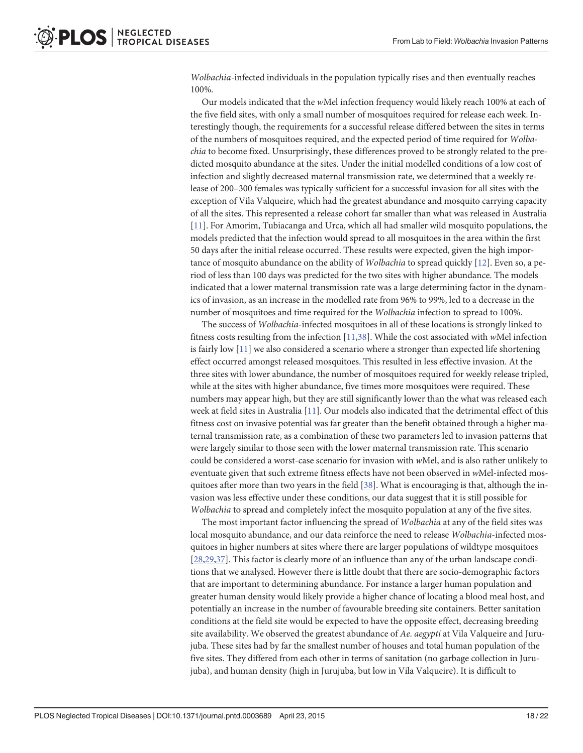*Wolbachia*-infected individuals in the population typically rises and then eventually reaches 100%.

Our models indicated that the *w*Mel infection frequency would likely reach 100% at each of the five field sites, with only a small number of mosquitoes required for release each week. Interestingly though, the requirements for a successful release differed between the sites in terms of the numbers of mosquitoes required, and the expected period of time required for *Wolbachia* to become fixed. Unsurprisingly, these differences proved to be strongly related to the predicted mosquito abundance at the sites. Under the initial modelled conditions of a low cost of infection and slightly decreased maternal transmission rate, we determined that a weekly release of 200–300 females was typically sufficient for a successful invasion for all sites with the exception of Vila Valqueire, which had the greatest abundance and mosquito carrying capacity of all the sites. This represented a release cohort far smaller than what was released in Australia [11]. For Amorim, Tubiacanga and Urca, which all had smaller wild mosquito populations, the models predicted that the infection would spread to all mosquitoes in the area within the first 50 days after the initial release occurred. These results were expected, given the high importance of mosquito abundance on the ability of *Wolbachia* to spread quickly [12]. Even so, a period of less than 100 days was predicted for the two sites with higher abundance. The models indicated that a lower maternal transmission rate was a large determining factor in the dynamics of invasion, as an increase in the modelled rate from 96% to 99%, led to a decrease in the number of mosquitoes and time required for the *Wolbachia* infection to spread to 100%.

The success of *Wolbachia*-infected mosquitoes in all of these locations is strongly linked to fitness costs resulting from the infection [11,38]. While the cost associated with *w*Mel infection is fairly low [11] we also considered a scenario where a stronger than expected life shortening effect occurred amongst released mosquitoes. This resulted in less effective invasion. At the three sites with lower abundance, the number of mosquitoes required for weekly release tripled, while at the sites with higher abundance, five times more mosquitoes were required. These numbers may appear high, but they are still significantly lower than the what was released each week at field sites in Australia [11]. Our models also indicated that the detrimental effect of this fitness cost on invasive potential was far greater than the benefit obtained through a higher maternal transmission rate, as a combination of these two parameters led to invasion patterns that were largely similar to those seen with the lower maternal transmission rate. This scenario could be considered a worst-case scenario for invasion with *w*Mel, and is also rather unlikely to eventuate given that such extreme fitness effects have not been observed in *w*Mel-infected mosquitoes after more than two years in the field [38]. What is encouraging is that, although the invasion was less effective under these conditions, our data suggest that it is still possible for *Wolbachia* to spread and completely infect the mosquito population at any of the five sites.

The most important factor influencing the spread of *Wolbachia* at any of the field sites was local mosquito abundance, and our data reinforce the need to release *Wolbachia*-infected mosquitoes in higher numbers at sites where there are larger populations of wildtype mosquitoes [28,29,37]. This factor is clearly more of an influence than any of the urban landscape conditions that we analysed. However there is little doubt that there are socio-demographic factors that are important to determining abundance. For instance a larger human population and greater human density would likely provide a higher chance of locating a blood meal host, and potentially an increase in the number of favourable breeding site containers. Better sanitation conditions at the field site would be expected to have the opposite effect, decreasing breeding site availability. We observed the greatest abundance of *Ae. aegypti* at Vila Valqueire and Jurujuba. These sites had by far the smallest number of houses and total human population of the five sites. They differed from each other in terms of sanitation (no garbage collection in Jurujuba), and human density (high in Jurujuba, but low in Vila Valqueire). It is difficult to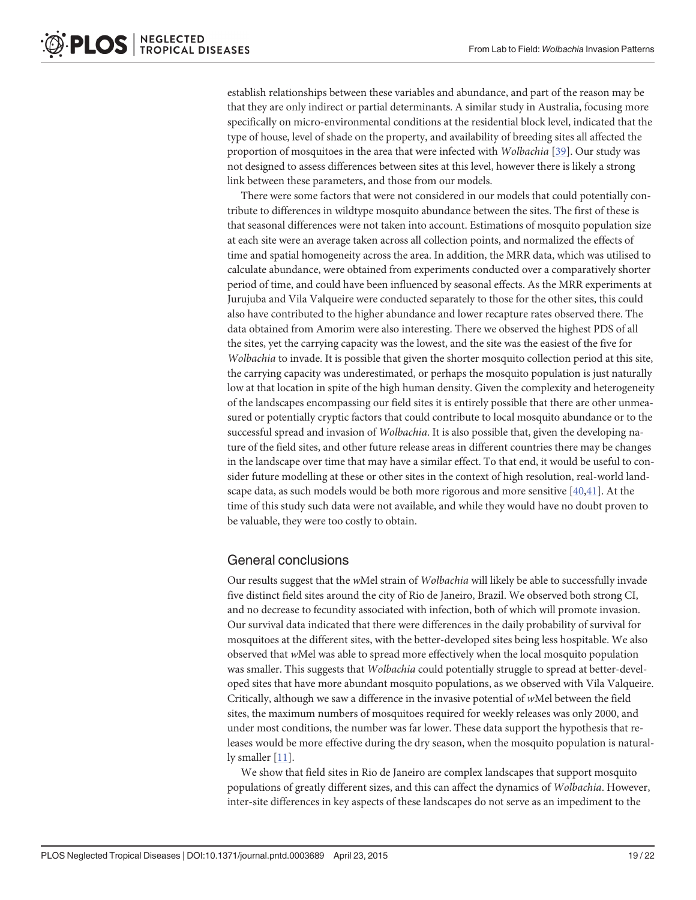establish relationships between these variables and abundance, and part of the reason may be that they are only indirect or partial determinants. A similar study in Australia, focusing more specifically on micro-environmental conditions at the residential block level, indicated that the type of house, level of shade on the property, and availability of breeding sites all affected the proportion of mosquitoes in the area that were infected with *Wolbachia* [39]. Our study was not designed to assess differences between sites at this level, however there is likely a strong link between these parameters, and those from our models.

There were some factors that were not considered in our models that could potentially contribute to differences in wildtype mosquito abundance between the sites. The first of these is that seasonal differences were not taken into account. Estimations of mosquito population size at each site were an average taken across all collection points, and normalized the effects of time and spatial homogeneity across the area. In addition, the MRR data, which was utilised to calculate abundance, were obtained from experiments conducted over a comparatively shorter period of time, and could have been influenced by seasonal effects. As the MRR experiments at Jurujuba and Vila Valqueire were conducted separately to those for the other sites, this could also have contributed to the higher abundance and lower recapture rates observed there. The data obtained from Amorim were also interesting. There we observed the highest PDS of all the sites, yet the carrying capacity was the lowest, and the site was the easiest of the five for *Wolbachia* to invade. It is possible that given the shorter mosquito collection period at this site, the carrying capacity was underestimated, or perhaps the mosquito population is just naturally low at that location in spite of the high human density. Given the complexity and heterogeneity of the landscapes encompassing our field sites it is entirely possible that there are other unmeasured or potentially cryptic factors that could contribute to local mosquito abundance or to the successful spread and invasion of *Wolbachia*. It is also possible that, given the developing nature of the field sites, and other future release areas in different countries there may be changes in the landscape over time that may have a similar effect. To that end, it would be useful to consider future modelling at these or other sites in the context of high resolution, real-world landscape data, as such models would be both more rigorous and more sensitive [40,41]. At the time of this study such data were not available, and while they would have no doubt proven to be valuable, they were too costly to obtain.

## General conclusions

Our results suggest that the *w*Mel strain of *Wolbachia* will likely be able to successfully invade five distinct field sites around the city of Rio de Janeiro, Brazil. We observed both strong CI, and no decrease to fecundity associated with infection, both of which will promote invasion. Our survival data indicated that there were differences in the daily probability of survival for mosquitoes at the different sites, with the better-developed sites being less hospitable. We also observed that *w*Mel was able to spread more effectively when the local mosquito population was smaller. This suggests that *Wolbachia* could potentially struggle to spread at better-developed sites that have more abundant mosquito populations, as we observed with Vila Valqueire. Critically, although we saw a difference in the invasive potential of *w*Mel between the field sites, the maximum numbers of mosquitoes required for weekly releases was only 2000, and under most conditions, the number was far lower. These data support the hypothesis that releases would be more effective during the dry season, when the mosquito population is naturally smaller [11].

We show that field sites in Rio de Janeiro are complex landscapes that support mosquito populations of greatly different sizes, and this can affect the dynamics of *Wolbachia*. However, inter-site differences in key aspects of these landscapes do not serve as an impediment to the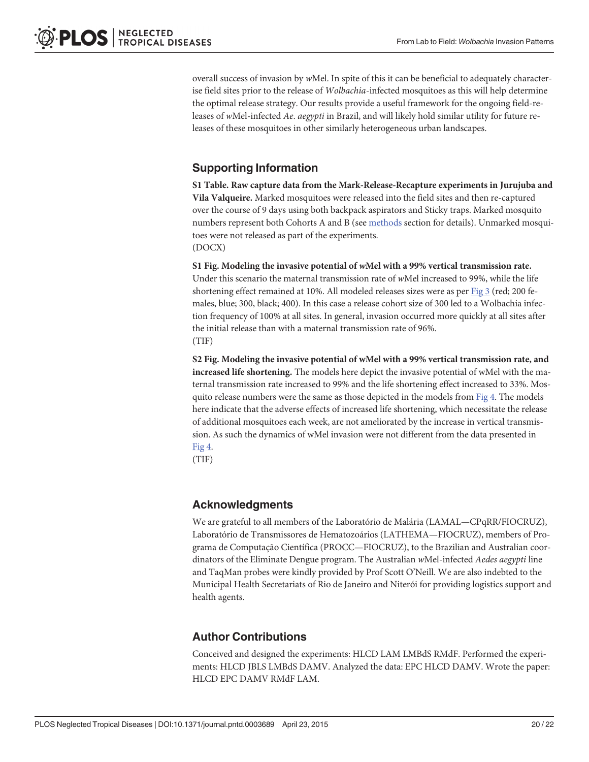overall success of invasion by *w*Mel. In spite of this it can be beneficial to adequately characterise field sites prior to the release of *Wolbachia*-infected mosquitoes as this will help determine the optimal release strategy. Our results provide a useful framework for the ongoing field-releases of *w*Mel-infected *Ae. aegypti* in Brazil, and will likely hold similar utility for future releases of these mosquitoes in other similarly heterogeneous urban landscapes.

## Supporting Information

**S1 Table. Raw capture data from the Mark-Release-Recapture experiments in Jurujuba and Vila Valqueire.** Marked mosquitoes were released into the field sites and then re-captured over the course of 9 days using both backpack aspirators and Sticky traps. Marked mosquito numbers represent both Cohorts A and B (see methods section for details). Unmarked mosquitoes were not released as part of the experiments.
(DOCX)

**S1 Fig. Modeling the invasive potential of *w*Mel with a 99% vertical transmission rate.** Under this scenario the maternal transmission rate of *w*Mel increased to 99%, while the life shortening effect remained at 10%. All modeled releases sizes were as per Fig 3 (red; 200 females, blue; 300, black; 400). In this case a release cohort size of 300 led to a Wolbachia infection frequency of 100% at all sites. In general, invasion occurred more quickly at all sites after the initial release than with a maternal transmission rate of 96%.
(TIF)

**S2 Fig. Modeling the invasive potential of wMel with a 99% vertical transmission rate, and increased life shortening.** The models here depict the invasive potential of wMel with the maternal transmission rate increased to 99% and the life shortening effect increased to 33%. Mosquito release numbers were the same as those depicted in the models from Fig 4. The models here indicate that the adverse effects of increased life shortening, which necessitate the release of additional mosquitoes each week, are not ameliorated by the increase in vertical transmission. As such the dynamics of wMel invasion were not different from the data presented in Fig 4.
(TIF)

## Acknowledgments

We are grateful to all members of the Laboratório de Malária (LAMAL—CPqRR/FIOCRUZ), Laboratório de Transmissores de Hematozoários (LATHEMA—FIOCRUZ), members of Programa de Computação Científica (PROCC—FIOCRUZ), to the Brazilian and Australian coordinators of the Eliminate Dengue program. The Australian *w*Mel-infected *Aedes aegypti* line and TaqMan probes were kindly provided by Prof Scott O'Neill. We are also indebted to the Municipal Health Secretariats of Rio de Janeiro and Niterói for providing logistics support and health agents.

## Author Contributions

Conceived and designed the experiments: HLCD LAM LMBdS RMdF. Performed the experiments: HLCD JBLS LMBdS DAMV. Analyzed the data: EPC HLCD DAMV. Wrote the paper: HLCD EPC DAMV RMdF LAM.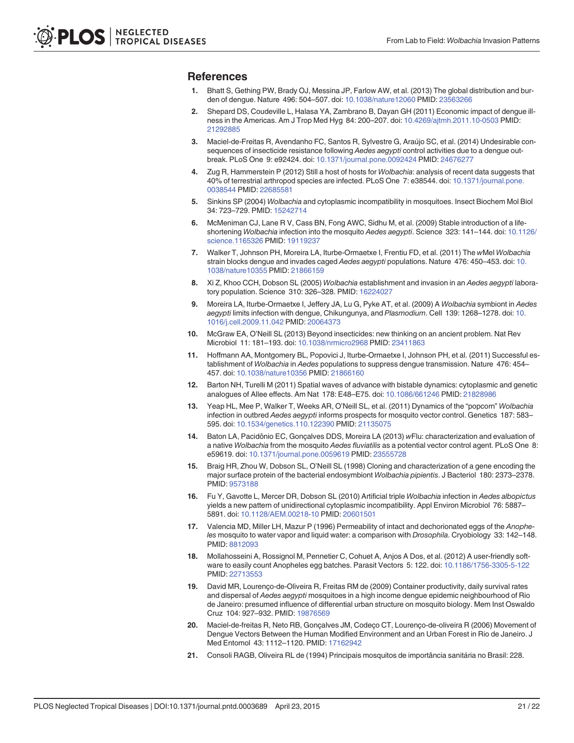## References

1. Bhatt S, Gething PW, Brady OJ, Messina JP, Farlow AW, et al. (2013) The global distribution and burden of dengue. Nature 496: 504–507. doi: 10.1038/nature12060 PMID: 23563266
2. Shepard DS, Coudeville L, Halasa YA, Zambrano B, Dayan GH (2011) Economic impact of dengue illness in the Americas. Am J Trop Med Hyg 84: 200–207. doi: 10.4269/ajtmh.2011.10-0503 PMID: 21292885
3. Maciel-de-Freitas R, Avendanho FC, Santos R, Sylvestre G, Araújo SC, et al. (2014) Undesirable consequences of insecticide resistance following *Aedes aegypti* control activities due to a dengue outbreak. PLoS One 9: e92424. doi: 10.1371/journal.pone.0092424 PMID: 24676277
4. Zug R, Hammerstein P (2012) Still a host of hosts for *Wolbachia*: analysis of recent data suggests that 40% of terrestrial arthropod species are infected. PLoS One 7: e38544. doi: 10.1371/journal.pone.0038544 PMID: 22685581
5. Sinkins SP (2004) *Wolbachia* and cytoplasmic incompatibility in mosquitoes. Insect Biochem Mol Biol 34: 723–729. PMID: 15242714
6. McMeniman CJ, Lane R V, Cass BN, Fong AWC, Sidhu M, et al. (2009) Stable introduction of a life-shortening *Wolbachia* infection into the mosquito *Aedes aegypti*. Science 323: 141–144. doi: 10.1126/science.1165326 PMID: 19119237
7. Walker T, Johnson PH, Moreira LA, Iturbe-Ormaetxe I, Frentiu FD, et al. (2011) The *w*Mel *Wolbachia* strain blocks dengue and invades caged *Aedes aegypti* populations. Nature 476: 450–453. doi: 10.1038/nature10355 PMID: 21866159
8. Xi Z, Khoo CCH, Dobson SL (2005) *Wolbachia* establishment and invasion in an *Aedes aegypti* laboratory population. Science 310: 326–328. PMID: 16224027
9. Moreira LA, Iturbe-Ormaetxe I, Jeffery JA, Lu G, Pyke AT, et al. (2009) A *Wolbachia* symbiont in *Aedes aegypti* limits infection with dengue, Chikungunya, and *Plasmodium*. Cell 139: 1268–1278. doi: 10.1016/j.cell.2009.11.042 PMID: 20064373
10. McGraw EA, O'Neill SL (2013) Beyond insecticides: new thinking on an ancient problem. Nat Rev Microbiol 11: 181–193. doi: 10.1038/nrmicro2968 PMID: 23411863
11. Hoffmann AA, Montgomery BL, Popovici J, Iturbe-Ormaetxe I, Johnson PH, et al. (2011) Successful establishment of *Wolbachia* in *Aedes* populations to suppress dengue transmission. Nature 476: 454–457. doi: 10.1038/nature10356 PMID: 21866160
12. Barton NH, Turelli M (2011) Spatial waves of advance with bistable dynamics: cytoplasmic and genetic analogues of Allee effects. Am Nat 178: E48–E75. doi: 10.1086/661246 PMID: 21828986
13. Yeap HL, Mee P, Walker T, Weeks AR, O'Neill SL, et al. (2011) Dynamics of the "popcorn" *Wolbachia* infection in outbred *Aedes aegypti* informs prospects for mosquito vector control. Genetics 187: 583–595. doi: 10.1534/genetics.110.122390 PMID: 21135075
14. Baton LA, Pacidônio EC, Gonçalves DDS, Moreira LA (2013) *w*Flu: characterization and evaluation of a native *Wolbachia* from the mosquito *Aedes fluviatilis* as a potential vector control agent. PLoS One 8: e59619. doi: 10.1371/journal.pone.0059619 PMID: 23555728
15. Braig HR, Zhou W, Dobson SL, O'Neill SL (1998) Cloning and characterization of a gene encoding the major surface protein of the bacterial endosymbiont *Wolbachia pipientis*. J Bacteriol 180: 2373–2378. PMID: 9573188
16. Fu Y, Gavotte L, Mercer DR, Dobson SL (2010) Artificial triple *Wolbachia* infection in *Aedes albopictus* yields a new pattern of unidirectional cytoplasmic incompatibility. Appl Environ Microbiol 76: 5887–5891. doi: 10.1128/AEM.00218-10 PMID: 20601501
17. Valencia MD, Miller LH, Mazur P (1996) Permeability of intact and dechorionated eggs of the *Anopheles* mosquito to water vapor and liquid water: a comparison with *Drosophila*. Cryobiology 33: 142–148. PMID: 8812093
18. Mollahosseini A, Rossignol M, Pennetier C, Cohuet A, Anjos A Dos, et al. (2012) A user-friendly software to easily count Anopheles egg batches. Parasit Vectors 5: 122. doi: 10.1186/1756-3305-5-122 PMID: 22713553
19. David MR, Lourenço-de-Oliveira R, Freitas RM de (2009) Container productivity, daily survival rates and dispersal of *Aedes aegypti* mosquitoes in a high income dengue epidemic neighbourhood of Rio de Janeiro: presumed influence of differential urban structure on mosquito biology. Mem Inst Oswaldo Cruz 104: 927–932. PMID: 19876569
20. Maciel-de-freitas R, Neto RB, Gonçalves JM, Codeço CT, Lourenço-de-oliveira R (2006) Movement of Dengue Vectors Between the Human Modified Environment and an Urban Forest in Rio de Janeiro. J Med Entomol 43: 1112–1120. PMID: 17162942
21. Consoli RAGB, Oliveira RL de (1994) Principais mosquitos de importância sanitária no Brasil: 228.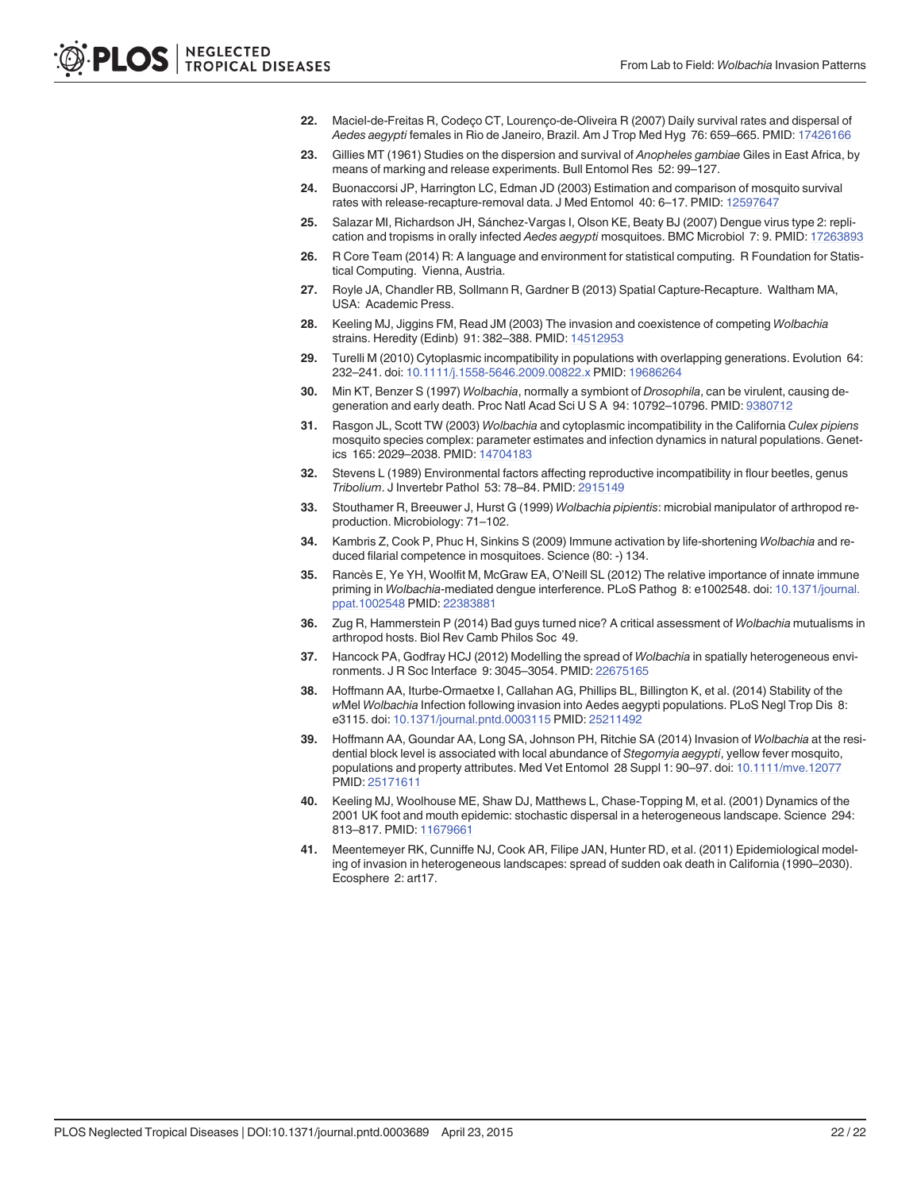22. Maciel-de-Freitas R, Codeço CT, Lourenço-de-Oliveira R (2007) Daily survival rates and dispersal of *Aedes aegypti* females in Rio de Janeiro, Brazil. Am J Trop Med Hyg 76: 659–665. PMID: 17426166

23. Gillies MT (1961) Studies on the dispersion and survival of *Anopheles gambiae* Giles in East Africa, by means of marking and release experiments. Bull Entomol Res 52: 99–127.

24. Buonaccorsi JP, Harrington LC, Edman JD (2003) Estimation and comparison of mosquito survival rates with release-recapture-removal data. J Med Entomol 40: 6–17. PMID: 12597647

25. Salazar MI, Richardson JH, Sánchez-Vargas I, Olson KE, Beaty BJ (2007) Dengue virus type 2: replication and tropisms in orally infected *Aedes aegypti* mosquitoes. BMC Microbiol 7: 9. PMID: 17263893

26. R Core Team (2014) R: A language and environment for statistical computing. R Foundation for Statistical Computing. Vienna, Austria.

27. Royle JA, Chandler RB, Sollmann R, Gardner B (2013) Spatial Capture-Recapture. Waltham MA, USA: Academic Press.

28. Keeling MJ, Jiggins FM, Read JM (2003) The invasion and coexistence of competing *Wolbachia* strains. Heredity (Edinb) 91: 382–388. PMID: 14512953

29. Turelli M (2010) Cytoplasmic incompatibility in populations with overlapping generations. Evolution 64: 232–241. doi: 10.1111/j.1558-5646.2009.00822.x PMID: 19686264

30. Min KT, Benzer S (1997) *Wolbachia*, normally a symbiont of *Drosophila*, can be virulent, causing degeneration and early death. Proc Natl Acad Sci U S A 94: 10792–10796. PMID: 9380712

31. Rasgon JL, Scott TW (2003) *Wolbachia* and cytoplasmic incompatibility in the California *Culex pipiens* mosquito species complex: parameter estimates and infection dynamics in natural populations. Genetics 165: 2029–2038. PMID: 14704183

32. Stevens L (1989) Environmental factors affecting reproductive incompatibility in flour beetles, genus *Tribolium*. J Invertebr Pathol 53: 78–84. PMID: 2915149

33. Stouthamer R, Breeuwer J, Hurst G (1999) *Wolbachia pipientis*: microbial manipulator of arthropod reproduction. Microbiology: 71–102.

34. Kambris Z, Cook P, Phuc H, Sinkins S (2009) Immune activation by life-shortening *Wolbachia* and reduced filarial competence in mosquitoes. Science (80: -) 134.

35. Rancès E, Ye YH, Woolfit M, McGraw EA, O'Neill SL (2012) The relative importance of innate immune priming in *Wolbachia*-mediated dengue interference. PLoS Pathog 8: e1002548. doi: 10.1371/journal.ppat.1002548 PMID: 22383881

36. Zug R, Hammerstein P (2014) Bad guys turned nice? A critical assessment of *Wolbachia* mutualisms in arthropod hosts. Biol Rev Camb Philos Soc 49.

37. Hancock PA, Godfray HCJ (2012) Modelling the spread of *Wolbachia* in spatially heterogeneous environments. J R Soc Interface 9: 3045–3054. PMID: 22675165

38. Hoffmann AA, Iturbe-Ormaetxe I, Callahan AG, Phillips BL, Billington K, et al. (2014) Stability of the *w*Mel *Wolbachia* Infection following invasion into Aedes aegypti populations. PLoS Negl Trop Dis 8: e3115. doi: 10.1371/journal.pntd.0003115 PMID: 25211492

39. Hoffmann AA, Goundar AA, Long SA, Johnson PH, Ritchie SA (2014) Invasion of *Wolbachia* at the residential block level is associated with local abundance of *Stegomyia aegypti*, yellow fever mosquito, populations and property attributes. Med Vet Entomol 28 Suppl 1: 90–97. doi: 10.1111/mve.12077 PMID: 25171611

40. Keeling MJ, Woolhouse ME, Shaw DJ, Matthews L, Chase-Topping M, et al. (2001) Dynamics of the 2001 UK foot and mouth epidemic: stochastic dispersal in a heterogeneous landscape. Science 294: 813–817. PMID: 11679661

41. Meentemeyer RK, Cunniffe NJ, Cook AR, Filipe JAN, Hunter RD, et al. (2011) Epidemiological modeling of invasion in heterogeneous landscapes: spread of sudden oak death in California (1990–2030). Ecosphere 2: art17.